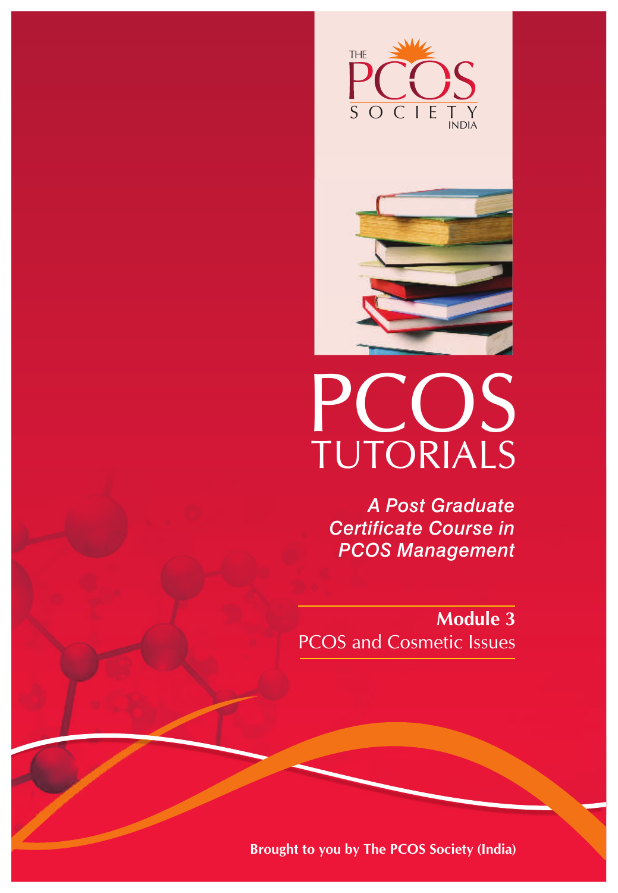THE PCOS SOCIETY INDIA

# PCOS TUTORIALS

***A Post Graduate Certificate Course in PCOS Management***

## Module 3
PCOS and Cosmetic Issues

**Brought to you by The PCOS Society (India)**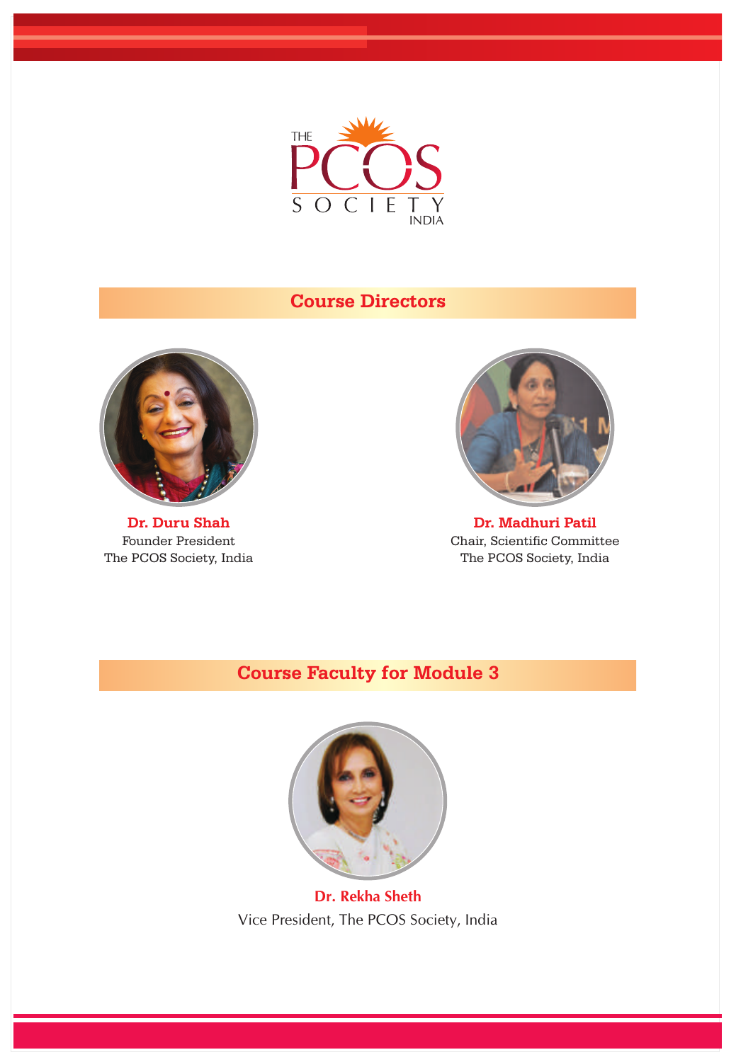THE PCOS SOCIETY INDIA

## Course Directors

**Dr. Duru Shah**
Founder President
The PCOS Society, India

**Dr. Madhuri Patil**
Chair, Scientific Committee
The PCOS Society, India

## Course Faculty for Module 3

**Dr. Rekha Sheth**
Vice President, The PCOS Society, India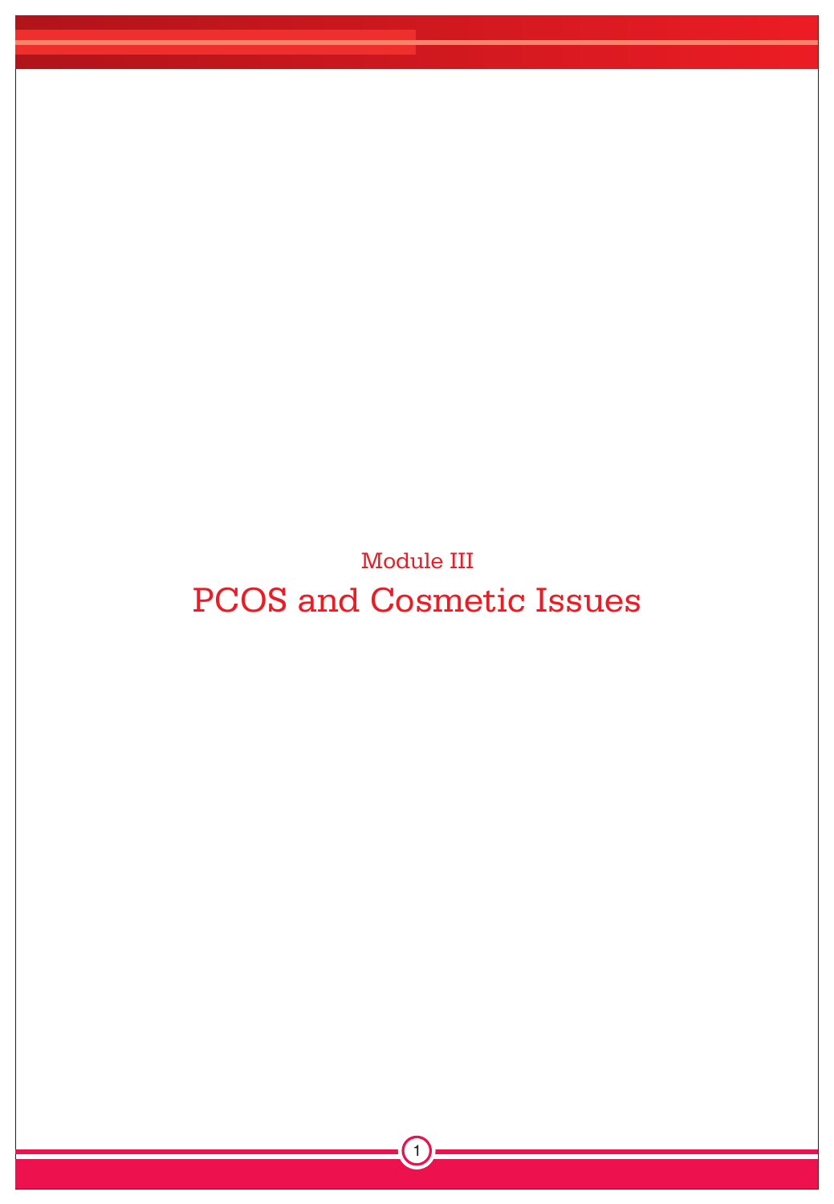Module III

# PCOS and Cosmetic Issues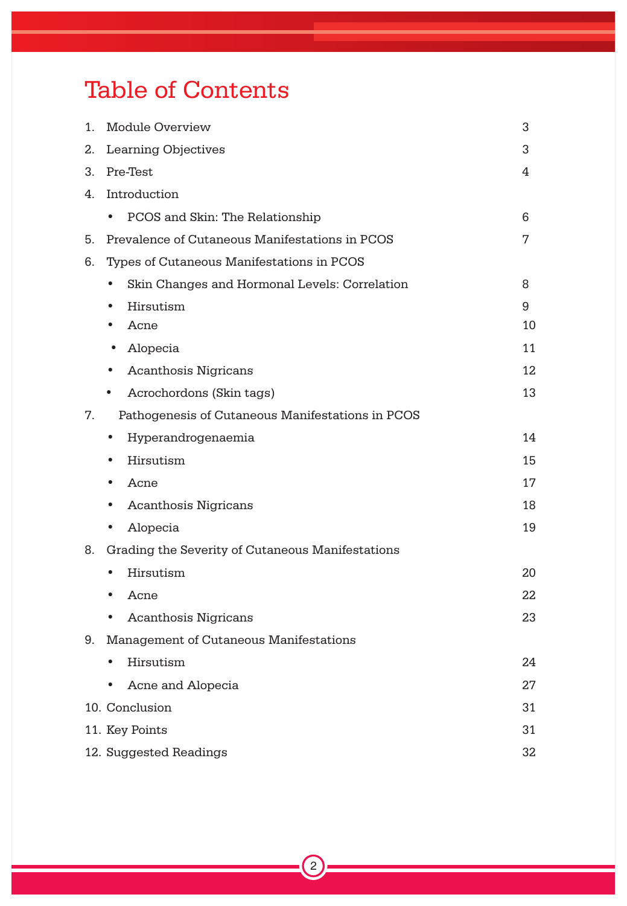# Table of Contents

| | | |
|---|---|---|
| 1. | Module Overview | 3 |
| 2. | Learning Objectives | 3 |
| 3. | Pre-Test | 4 |
| 4. | Introduction | |
| | • PCOS and Skin: The Relationship | 6 |
| 5. | Prevalence of Cutaneous Manifestations in PCOS | 7 |
| 6. | Types of Cutaneous Manifestations in PCOS | |
| | • Skin Changes and Hormonal Levels: Correlation | 8 |
| | • Hirsutism | 9 |
| | • Acne | 10 |
| | • Alopecia | 11 |
| | • Acanthosis Nigricans | 12 |
| | • Acrochordons (Skin tags) | 13 |
| 7. | Pathogenesis of Cutaneous Manifestations in PCOS | |
| | • Hyperandrogenaemia | 14 |
| | • Hirsutism | 15 |
| | • Acne | 17 |
| | • Acanthosis Nigricans | 18 |
| | • Alopecia | 19 |
| 8. | Grading the Severity of Cutaneous Manifestations | |
| | • Hirsutism | 20 |
| | • Acne | 22 |
| | • Acanthosis Nigricans | 23 |
| 9. | Management of Cutaneous Manifestations | |
| | • Hirsutism | 24 |
| | • Acne and Alopecia | 27 |
| 10. | Conclusion | 31 |
| 11. | Key Points | 31 |
| 12. | Suggested Readings | 32 |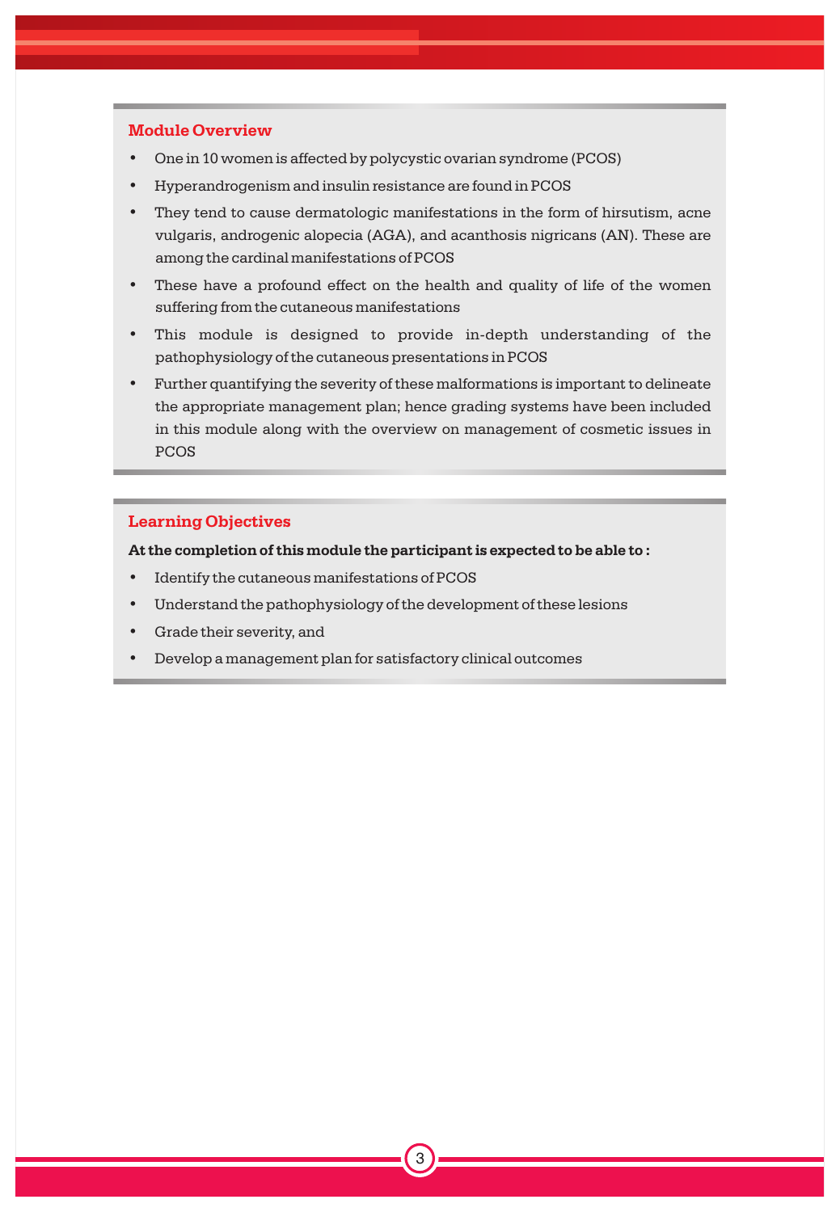## Module Overview

- One in 10 women is affected by polycystic ovarian syndrome (PCOS)
- Hyperandrogenism and insulin resistance are found in PCOS
- They tend to cause dermatologic manifestations in the form of hirsutism, acne vulgaris, androgenic alopecia (AGA), and acanthosis nigricans (AN). These are among the cardinal manifestations of PCOS
- These have a profound effect on the health and quality of life of the women suffering from the cutaneous manifestations
- This module is designed to provide in-depth understanding of the pathophysiology of the cutaneous presentations in PCOS
- Further quantifying the severity of these malformations is important to delineate the appropriate management plan; hence grading systems have been included in this module along with the overview on management of cosmetic issues in PCOS

## Learning Objectives

**At the completion of this module the participant is expected to be able to :**

- Identify the cutaneous manifestations of PCOS
- Understand the pathophysiology of the development of these lesions
- Grade their severity, and
- Develop a management plan for satisfactory clinical outcomes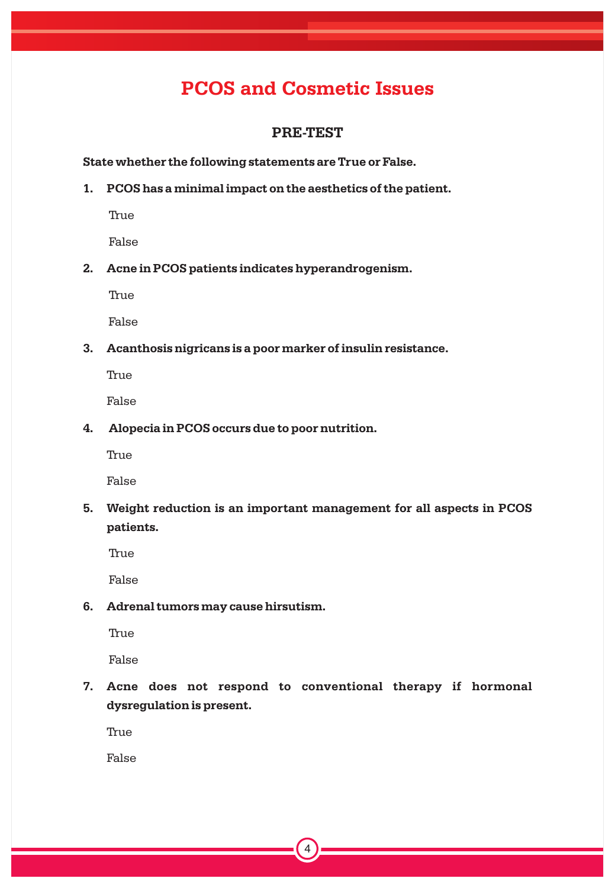# PCOS and Cosmetic Issues

## PRE-TEST

**State whether the following statements are True or False.**

1. **PCOS has a minimal impact on the aesthetics of the patient.**

   True

   False

2. **Acne in PCOS patients indicates hyperandrogenism.**

   True

   False

3. **Acanthosis nigricans is a poor marker of insulin resistance.**

   True

   False

4. **Alopecia in PCOS occurs due to poor nutrition.**

   True

   False

5. **Weight reduction is an important management for all aspects in PCOS patients.**

   True

   False

6. **Adrenal tumors may cause hirsutism.**

   True

   False

7. **Acne does not respond to conventional therapy if hormonal dysregulation is present.**

   True

   False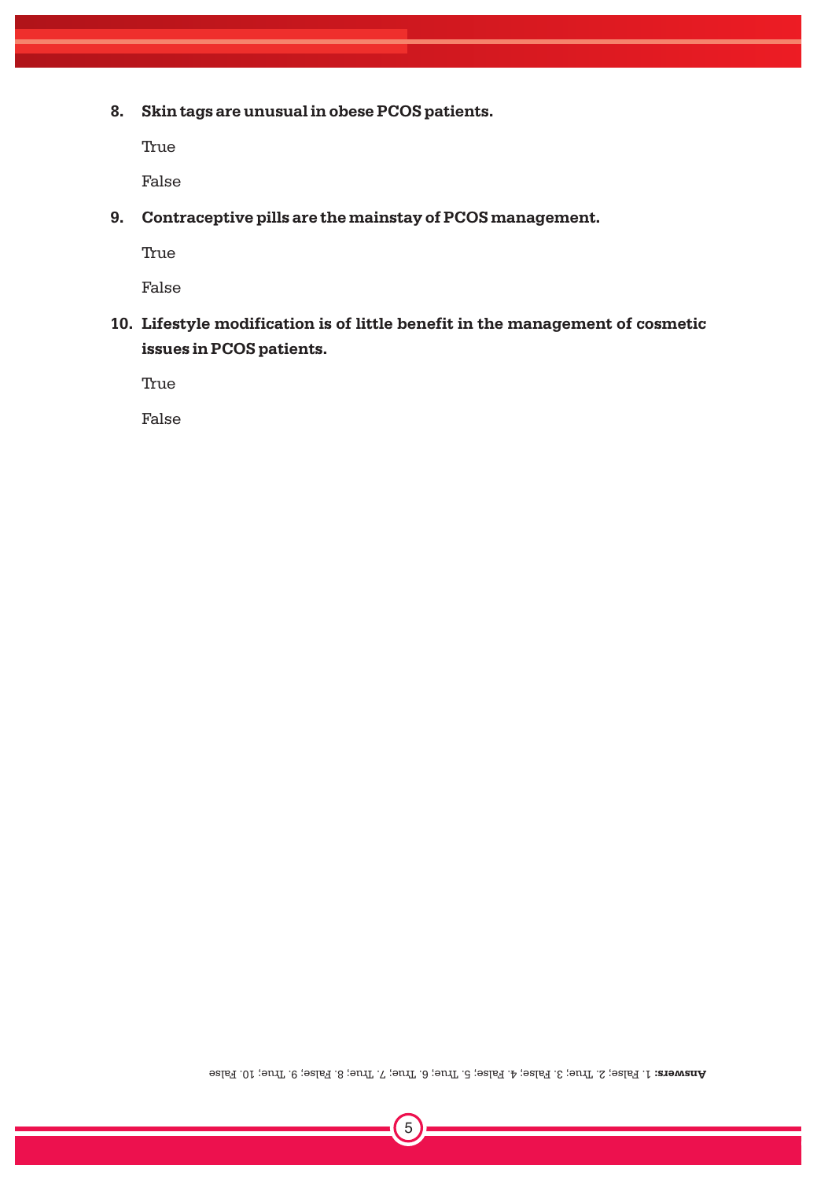8. **Skin tags are unusual in obese PCOS patients.**

   True

   False

9. **Contraceptive pills are the mainstay of PCOS management.**

   True

   False

10. **Lifestyle modification is of little benefit in the management of cosmetic issues in PCOS patients.**

   True

   False

**Answers:** 1. False; 2. True; 3. False; 4. False; 5. True; 6. True; 7. True; 8. False; 9. True; 10. False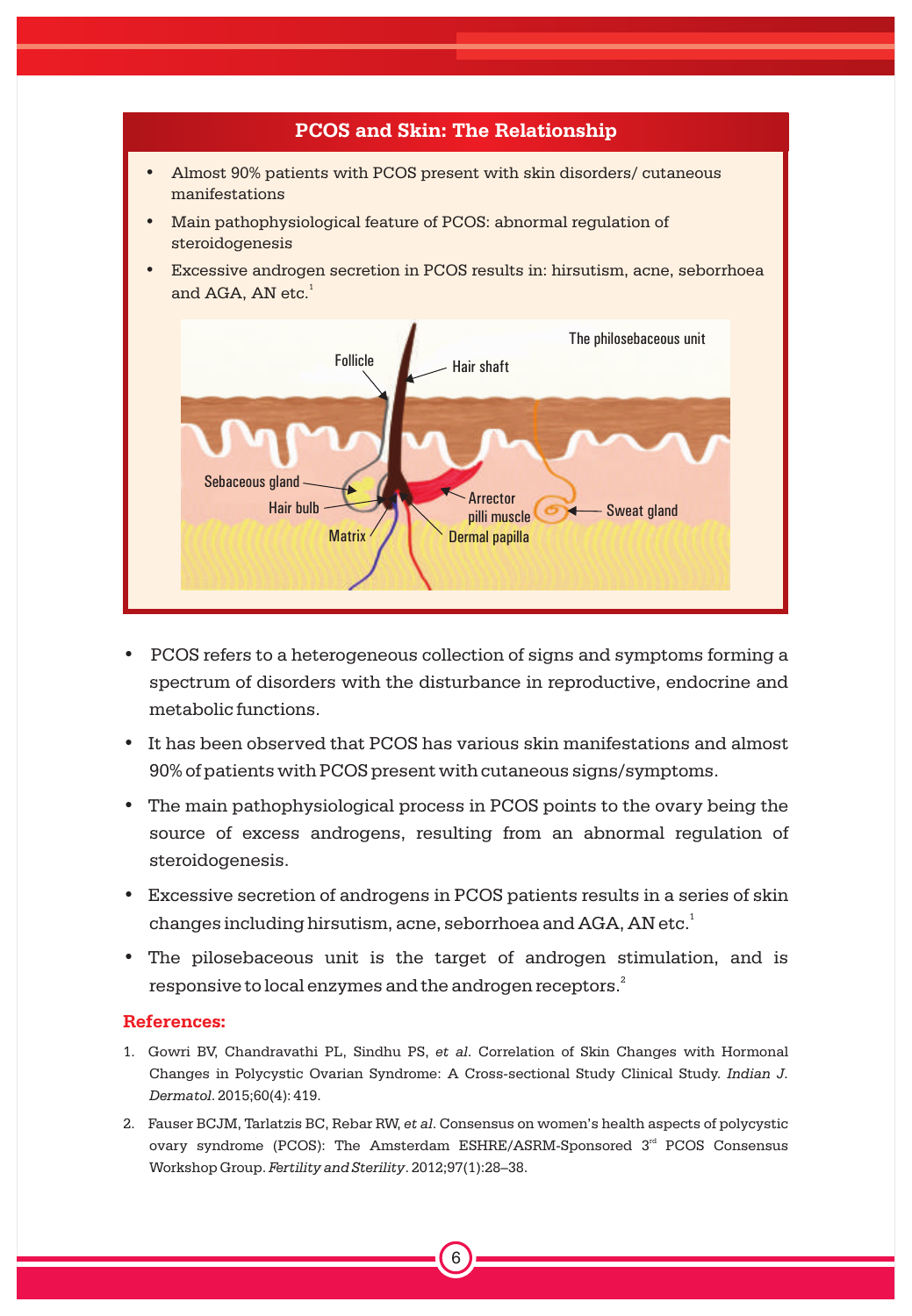## PCOS and Skin: The Relationship

- Almost 90% patients with PCOS present with skin disorders/ cutaneous manifestations
- Main pathophysiological feature of PCOS: abnormal regulation of steroidogenesis
- Excessive androgen secretion in PCOS results in: hirsutism, acne, seborrhoea and AGA, AN etc.[1]

The philosebaceous unit

Follicle, Hair shaft, Sebaceous gland, Hair bulb, Matrix, Arrector pilli muscle, Dermal papilla, Sweat gland

- PCOS refers to a heterogeneous collection of signs and symptoms forming a spectrum of disorders with the disturbance in reproductive, endocrine and metabolic functions.
- It has been observed that PCOS has various skin manifestations and almost 90% of patients with PCOS present with cutaneous signs/symptoms.
- The main pathophysiological process in PCOS points to the ovary being the source of excess androgens, resulting from an abnormal regulation of steroidogenesis.
- Excessive secretion of androgens in PCOS patients results in a series of skin changes including hirsutism, acne, seborrhoea and AGA, AN etc.[1]
- The pilosebaceous unit is the target of androgen stimulation, and is responsive to local enzymes and the androgen receptors.[2]

**References:**

1. Gowri BV, Chandravathi PL, Sindhu PS, *et al*. Correlation of Skin Changes with Hormonal Changes in Polycystic Ovarian Syndrome: A Cross-sectional Study Clinical Study. *Indian J. Dermatol*. 2015;60(4): 419.
2. Fauser BCJM, Tarlatzis BC, Rebar RW, *et al*. Consensus on women's health aspects of polycystic ovary syndrome (PCOS): The Amsterdam ESHRE/ASRM-Sponsored 3rd PCOS Consensus Workshop Group. *Fertility and Sterility*. 2012;97(1):28–38.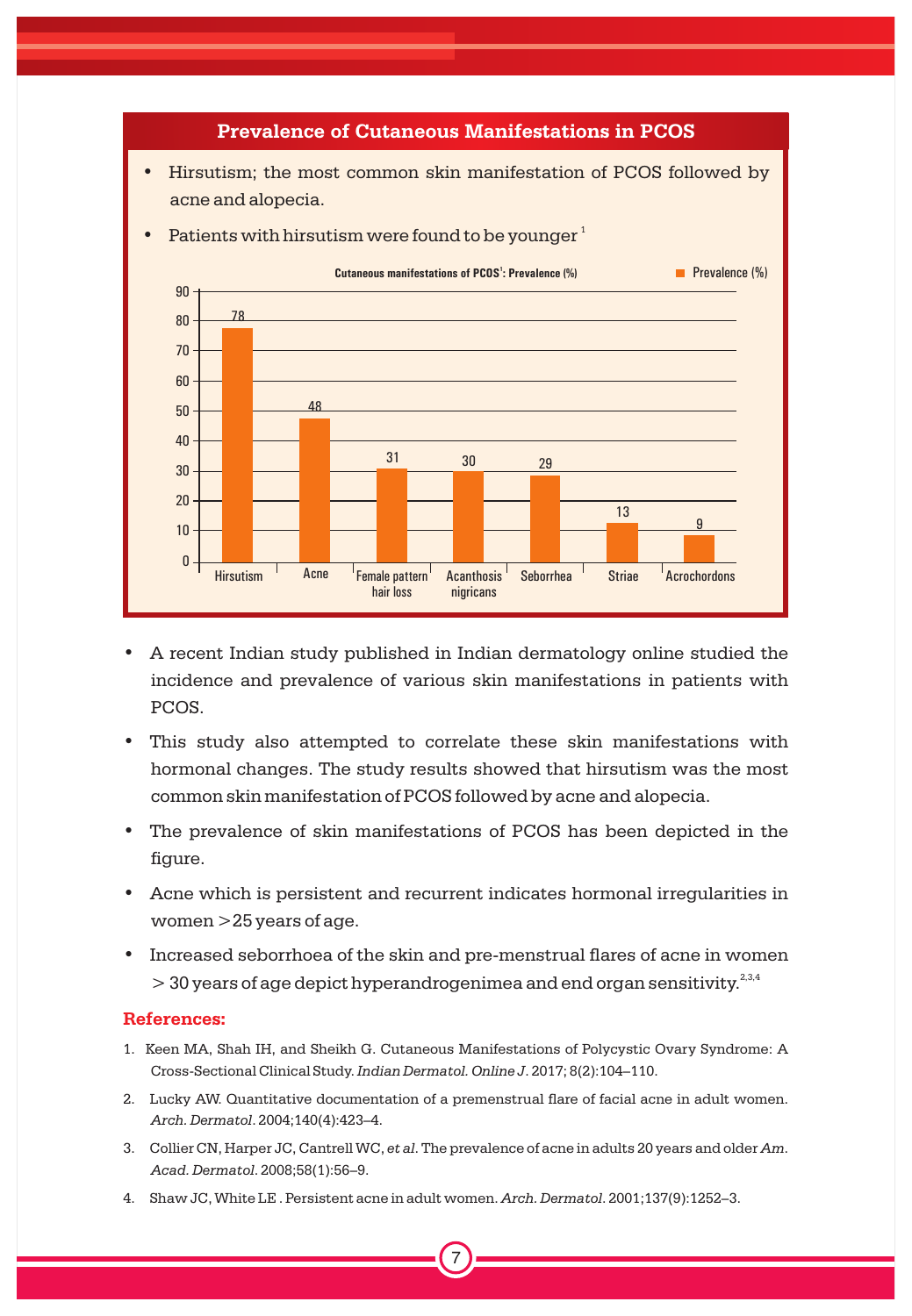## Prevalence of Cutaneous Manifestations in PCOS

- Hirsutism; the most common skin manifestation of PCOS followed by acne and alopecia.
- Patients with hirsutism were found to be younger [1]

Cutaneous manifestations of PCOS[1]: Prevalence (%)

| Manifestation | Prevalence (%) |
|---|---|
| Hirsutism | 78 |
| Acne | 48 |
| Female pattern hair loss | 31 |
| Acanthosis nigricans | 30 |
| Seborrhea | 29 |
| Striae | 13 |
| Acrochordons | 9 |

- A recent Indian study published in Indian dermatology online studied the incidence and prevalence of various skin manifestations in patients with PCOS.
- This study also attempted to correlate these skin manifestations with hormonal changes. The study results showed that hirsutism was the most common skin manifestation of PCOS followed by acne and alopecia.
- The prevalence of skin manifestations of PCOS has been depicted in the figure.
- Acne which is persistent and recurrent indicates hormonal irregularities in women >25 years of age.
- Increased seborrhoea of the skin and pre-menstrual flares of acne in women > 30 years of age depict hyperandrogenimea and end organ sensitivity.[2,3,4]

**References:**

1. Keen MA, Shah IH, and Sheikh G. Cutaneous Manifestations of Polycystic Ovary Syndrome: A Cross-Sectional Clinical Study. *Indian Dermatol. Online J*. 2017; 8(2):104–110.
2. Lucky AW. Quantitative documentation of a premenstrual flare of facial acne in adult women. *Arch. Dermatol*. 2004;140(4):423–4.
3. Collier CN, Harper JC, Cantrell WC, *et al*. The prevalence of acne in adults 20 years and older *Am. Acad. Dermatol*. 2008;58(1):56–9.
4. Shaw JC, White LE . Persistent acne in adult women. *Arch. Dermatol*. 2001;137(9):1252–3.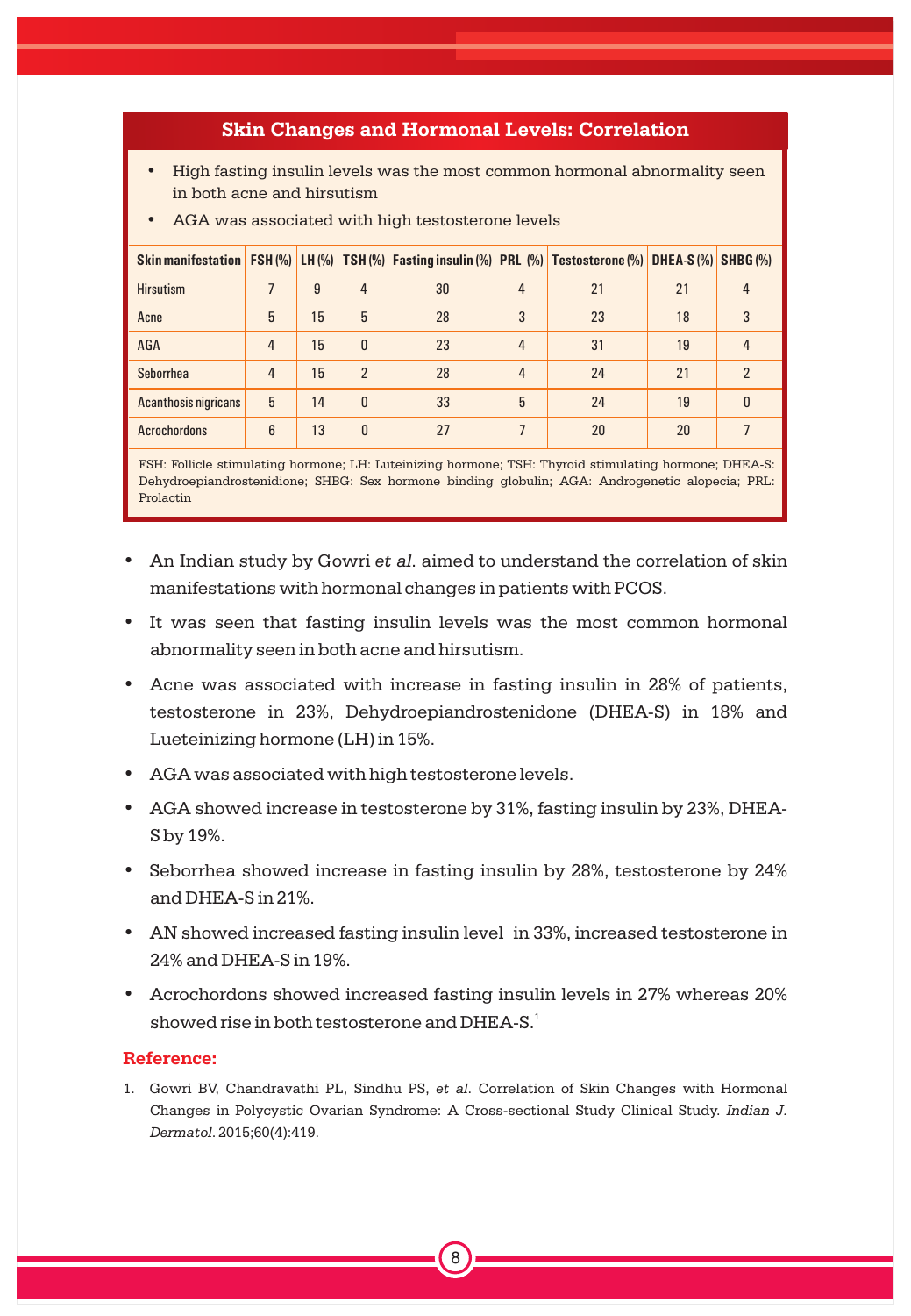## Skin Changes and Hormonal Levels: Correlation

- High fasting insulin levels was the most common hormonal abnormality seen in both acne and hirsutism
- AGA was associated with high testosterone levels

| Skin manifestation | FSH (%) | LH (%) | TSH (%) | Fasting insulin (%) | PRL (%) | Testosterone (%) | DHEA-S (%) | SHBG (%) |
|---|---|---|---|---|---|---|---|---|
| Hirsutism | 7 | 9 | 4 | 30 | 4 | 21 | 21 | 4 |
| Acne | 5 | 15 | 5 | 28 | 3 | 23 | 18 | 3 |
| AGA | 4 | 15 | 0 | 23 | 4 | 31 | 19 | 4 |
| Seborrhea | 4 | 15 | 2 | 28 | 4 | 24 | 21 | 2 |
| Acanthosis nigricans | 5 | 14 | 0 | 33 | 5 | 24 | 19 | 0 |
| Acrochordons | 6 | 13 | 0 | 27 | 7 | 20 | 20 | 7 |

FSH: Follicle stimulating hormone; LH: Luteinizing hormone; TSH: Thyroid stimulating hormone; DHEA-S: Dehydroepiandrostenidione; SHBG: Sex hormone binding globulin; AGA: Androgenetic alopecia; PRL: Prolactin

- An Indian study by Gowri *et al*. aimed to understand the correlation of skin manifestations with hormonal changes in patients with PCOS.
- It was seen that fasting insulin levels was the most common hormonal abnormality seen in both acne and hirsutism.
- Acne was associated with increase in fasting insulin in 28% of patients, testosterone in 23%, Dehydroepiandrostenidone (DHEA-S) in 18% and Lueteinizing hormone (LH) in 15%.
- AGA was associated with high testosterone levels.
- AGA showed increase in testosterone by 31%, fasting insulin by 23%, DHEA-S by 19%.
- Seborrhea showed increase in fasting insulin by 28%, testosterone by 24% and DHEA-S in 21%.
- AN showed increased fasting insulin level in 33%, increased testosterone in 24% and DHEA-S in 19%.
- Acrochordons showed increased fasting insulin levels in 27% whereas 20% showed rise in both testosterone and DHEA-S.[1]

### Reference:

1. Gowri BV, Chandravathi PL, Sindhu PS, *et al*. Correlation of Skin Changes with Hormonal Changes in Polycystic Ovarian Syndrome: A Cross-sectional Study Clinical Study. *Indian J. Dermatol*. 2015;60(4):419.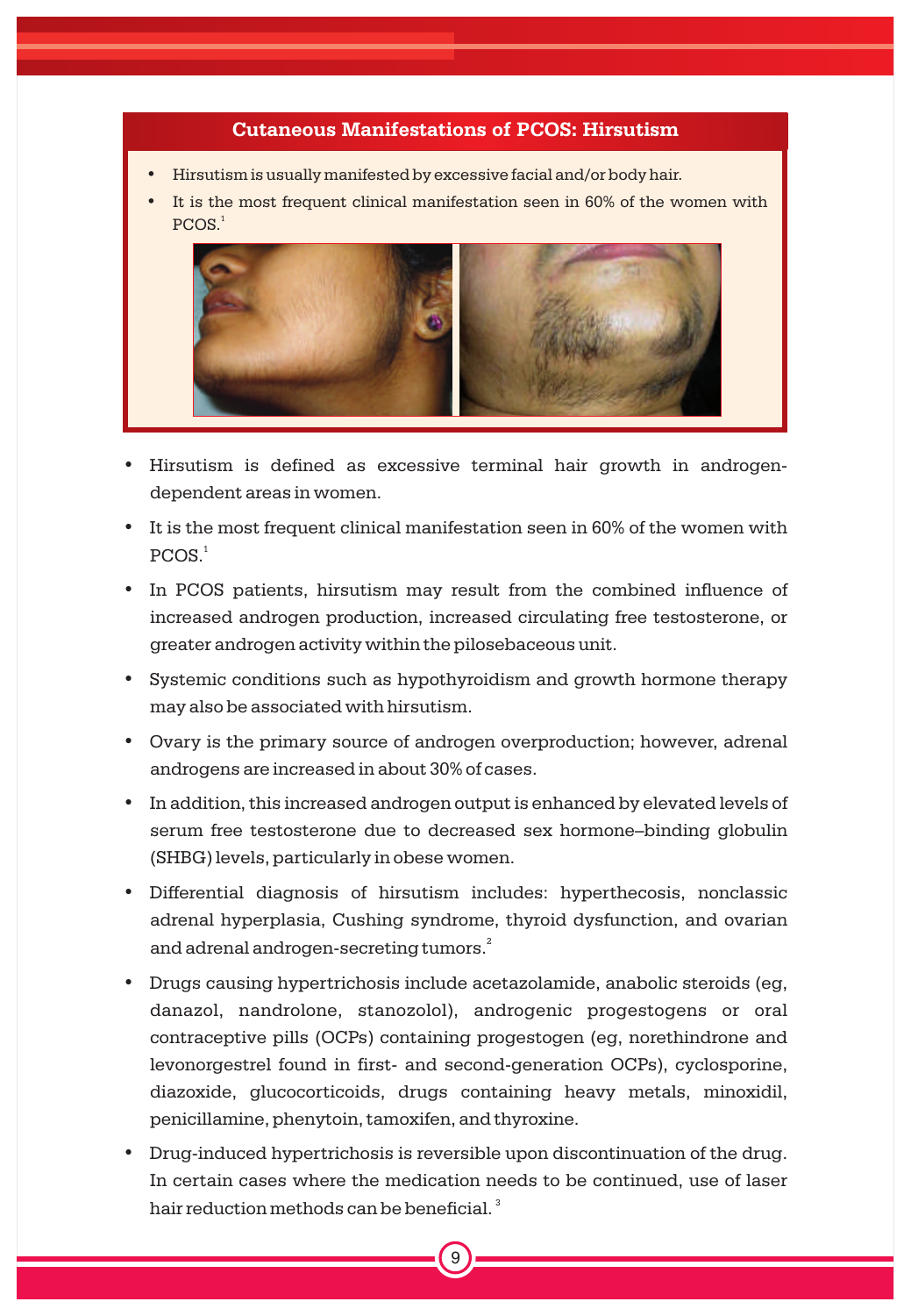## Cutaneous Manifestations of PCOS: Hirsutism

- Hirsutism is usually manifested by excessive facial and/or body hair.
- It is the most frequent clinical manifestation seen in 60% of the women with PCOS.[1]

- Hirsutism is defined as excessive terminal hair growth in androgen-dependent areas in women.
- It is the most frequent clinical manifestation seen in 60% of the women with PCOS.[1]
- In PCOS patients, hirsutism may result from the combined influence of increased androgen production, increased circulating free testosterone, or greater androgen activity within the pilosebaceous unit.
- Systemic conditions such as hypothyroidism and growth hormone therapy may also be associated with hirsutism.
- Ovary is the primary source of androgen overproduction; however, adrenal androgens are increased in about 30% of cases.
- In addition, this increased androgen output is enhanced by elevated levels of serum free testosterone due to decreased sex hormone–binding globulin (SHBG) levels, particularly in obese women.
- Differential diagnosis of hirsutism includes: hyperthecosis, nonclassic adrenal hyperplasia, Cushing syndrome, thyroid dysfunction, and ovarian and adrenal androgen-secreting tumors.[2]
- Drugs causing hypertrichosis include acetazolamide, anabolic steroids (eg, danazol, nandrolone, stanozolol), androgenic progestogens or oral contraceptive pills (OCPs) containing progestogen (eg, norethindrone and levonorgestrel found in first- and second-generation OCPs), cyclosporine, diazoxide, glucocorticoids, drugs containing heavy metals, minoxidil, penicillamine, phenytoin, tamoxifen, and thyroxine.
- Drug-induced hypertrichosis is reversible upon discontinuation of the drug. In certain cases where the medication needs to be continued, use of laser hair reduction methods can be beneficial.[3]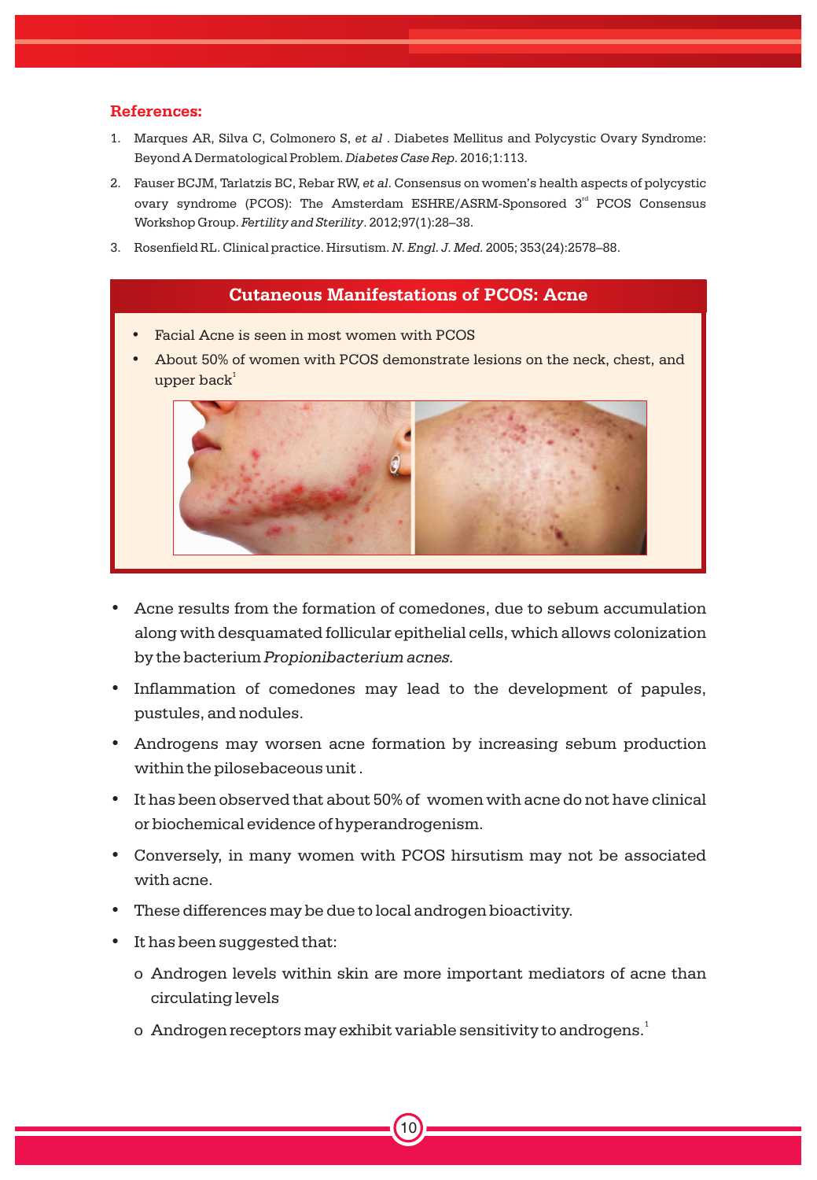## References:

1. Marques AR, Silva C, Colmonero S, *et al* . Diabetes Mellitus and Polycystic Ovary Syndrome: Beyond A Dermatological Problem. *Diabetes Case Rep.* 2016;1:113.
2. Fauser BCJM, Tarlatzis BC, Rebar RW, *et al*. Consensus on women's health aspects of polycystic ovary syndrome (PCOS): The Amsterdam ESHRE/ASRM-Sponsored 3rd PCOS Consensus Workshop Group. *Fertility and Sterility*. 2012;97(1):28–38.
3. Rosenfield RL. Clinical practice. Hirsutism. *N. Engl. J. Med.* 2005; 353(24):2578–88.

## Cutaneous Manifestations of PCOS: Acne

- Facial Acne is seen in most women with PCOS
- About 50% of women with PCOS demonstrate lesions on the neck, chest, and upper back[1]

- Acne results from the formation of comedones, due to sebum accumulation along with desquamated follicular epithelial cells, which allows colonization by the bacterium *Propionibacterium acnes.*
- Inflammation of comedones may lead to the development of papules, pustules, and nodules.
- Androgens may worsen acne formation by increasing sebum production within the pilosebaceous unit .
- It has been observed that about 50% of women with acne do not have clinical or biochemical evidence of hyperandrogenism.
- Conversely, in many women with PCOS hirsutism may not be associated with acne.
- These differences may be due to local androgen bioactivity.
- It has been suggested that:
  - Androgen levels within skin are more important mediators of acne than circulating levels
  - Androgen receptors may exhibit variable sensitivity to androgens.[1]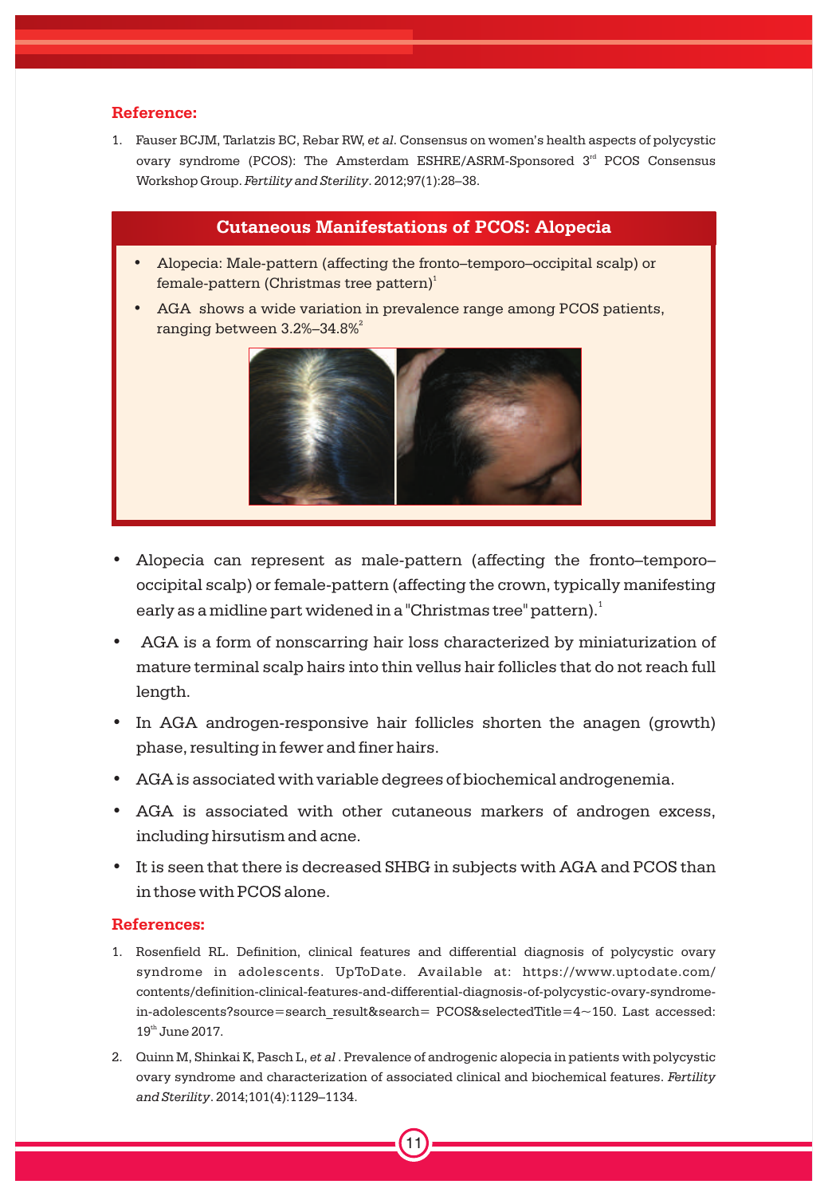### Reference:

1. Fauser BCJM, Tarlatzis BC, Rebar RW, *et al*. Consensus on women's health aspects of polycystic ovary syndrome (PCOS): The Amsterdam ESHRE/ASRM-Sponsored 3rd PCOS Consensus Workshop Group. *Fertility and Sterility*. 2012;97(1):28–38.

### Cutaneous Manifestations of PCOS: Alopecia

- Alopecia: Male-pattern (affecting the fronto–temporo–occipital scalp) or female-pattern (Christmas tree pattern)[1]
- AGA shows a wide variation in prevalence range among PCOS patients, ranging between 3.2%–34.8%[2]

- Alopecia can represent as male-pattern (affecting the fronto–temporo–occipital scalp) or female-pattern (affecting the crown, typically manifesting early as a midline part widened in a "Christmas tree" pattern).[1]
- AGA is a form of nonscarring hair loss characterized by miniaturization of mature terminal scalp hairs into thin vellus hair follicles that do not reach full length.
- In AGA androgen-responsive hair follicles shorten the anagen (growth) phase, resulting in fewer and finer hairs.
- AGA is associated with variable degrees of biochemical androgenemia.
- AGA is associated with other cutaneous markers of androgen excess, including hirsutism and acne.
- It is seen that there is decreased SHBG in subjects with AGA and PCOS than in those with PCOS alone.

### References:

1. Rosenfield RL. Definition, clinical features and differential diagnosis of polycystic ovary syndrome in adolescents. UpToDate. Available at: https://www.uptodate.com/contents/definition-clinical-features-and-differential-diagnosis-of-polycystic-ovary-syndrome-in-adolescents?source=search_result&search= PCOS&selectedTitle=4~150. Last accessed: 19th June 2017.
2. Quinn M, Shinkai K, Pasch L, *et al* . Prevalence of androgenic alopecia in patients with polycystic ovary syndrome and characterization of associated clinical and biochemical features. *Fertility and Sterility*. 2014;101(4):1129–1134.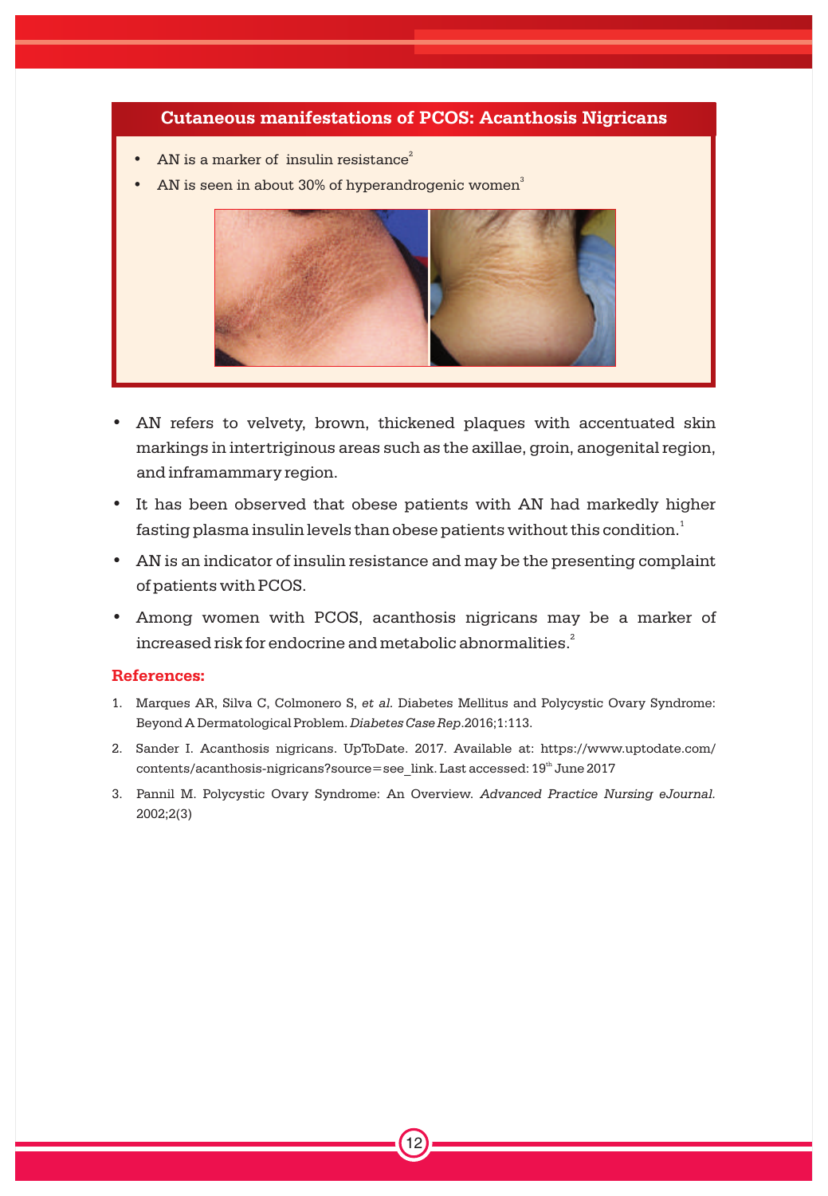## Cutaneous manifestations of PCOS: Acanthosis Nigricans

- AN is a marker of insulin resistance[2]
- AN is seen in about 30% of hyperandrogenic women[3]

- AN refers to velvety, brown, thickened plaques with accentuated skin markings in intertriginous areas such as the axillae, groin, anogenital region, and inframammary region.
- It has been observed that obese patients with AN had markedly higher fasting plasma insulin levels than obese patients without this condition.[1]
- AN is an indicator of insulin resistance and may be the presenting complaint of patients with PCOS.
- Among women with PCOS, acanthosis nigricans may be a marker of increased risk for endocrine and metabolic abnormalities.[2]

### References:

1. Marques AR, Silva C, Colmonero S, *et al.* Diabetes Mellitus and Polycystic Ovary Syndrome: Beyond A Dermatological Problem. *Diabetes Case Rep.*2016;1:113.
2. Sander I. Acanthosis nigricans. UpToDate. 2017. Available at: https://www.uptodate.com/contents/acanthosis-nigricans?source=see_link. Last accessed: 19th June 2017
3. Pannil M. Polycystic Ovary Syndrome: An Overview. *Advanced Practice Nursing eJournal.* 2002;2(3)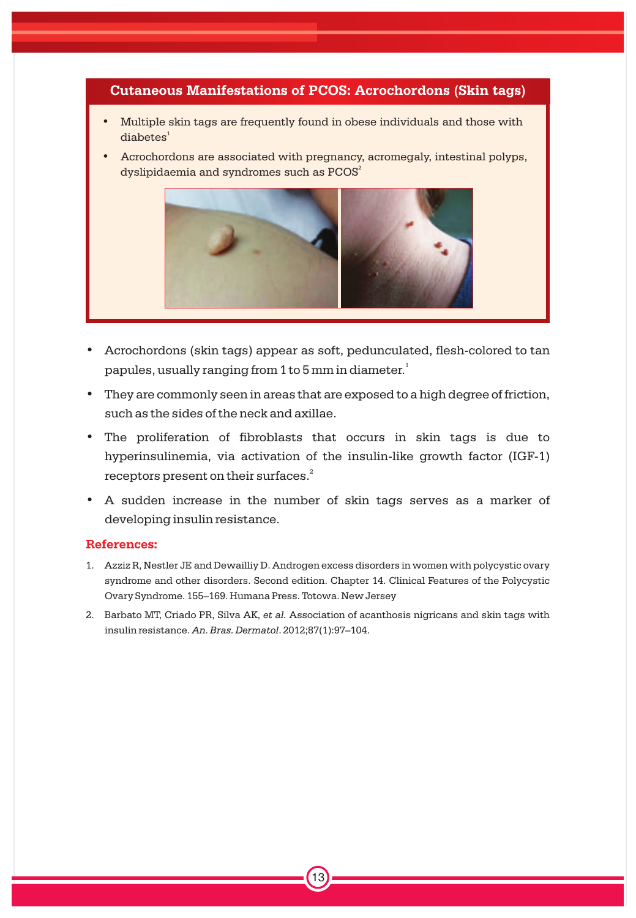## Cutaneous Manifestations of PCOS: Acrochordons (Skin tags)

- Multiple skin tags are frequently found in obese individuals and those with diabetes[1]
- Acrochordons are associated with pregnancy, acromegaly, intestinal polyps, dyslipidaemia and syndromes such as PCOS[2]

- Acrochordons (skin tags) appear as soft, pedunculated, flesh-colored to tan papules, usually ranging from 1 to 5 mm in diameter.[1]
- They are commonly seen in areas that are exposed to a high degree of friction, such as the sides of the neck and axillae.
- The proliferation of fibroblasts that occurs in skin tags is due to hyperinsulinemia, via activation of the insulin-like growth factor (IGF-1) receptors present on their surfaces.[2]
- A sudden increase in the number of skin tags serves as a marker of developing insulin resistance.

**References:**

1. Azziz R, Nestler JE and Dewailliy D. Androgen excess disorders in women with polycystic ovary syndrome and other disorders. Second edition. Chapter 14. Clinical Features of the Polycystic Ovary Syndrome. 155–169. Humana Press. Totowa. New Jersey
2. Barbato MT, Criado PR, Silva AK, *et al.* Association of acanthosis nigricans and skin tags with insulin resistance. *An. Bras. Dermatol*. 2012;87(1):97–104.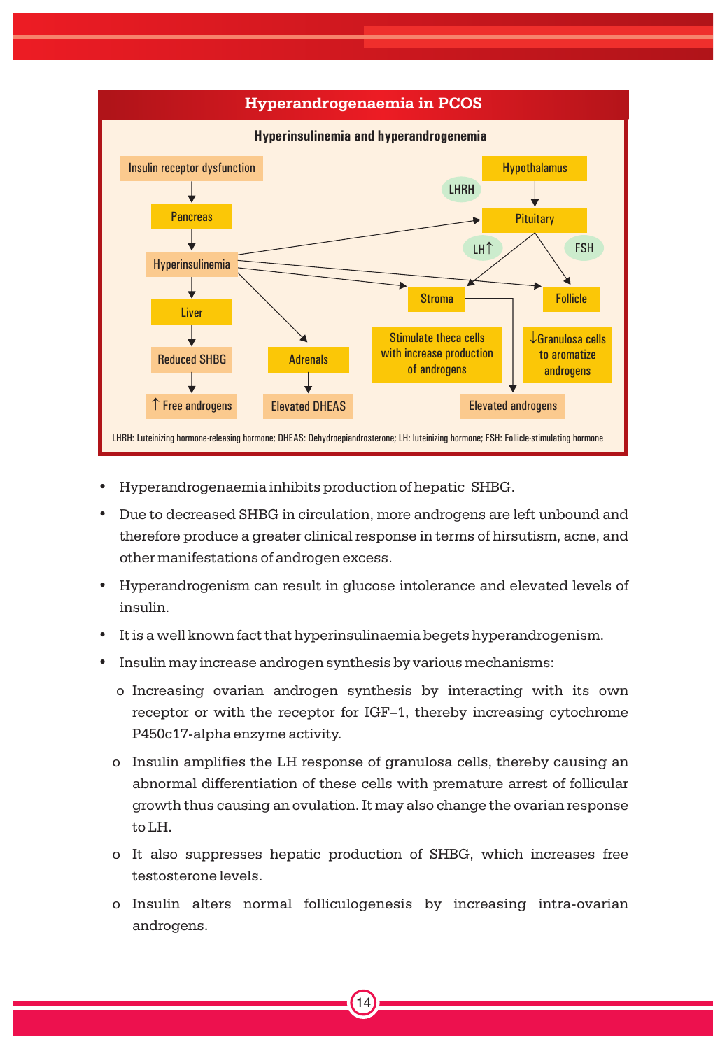## Hyperandrogenaemia in PCOS

**Hyperinsulinemia and hyperandrogenemia**

Insulin receptor dysfunction → Pancreas → Hyperinsulinemia → Liver → Reduced SHBG → ↑ Free androgens

Hyperinsulinemia → Adrenals → Elevated DHEAS

Hypothalamus → (LHRH) → Pituitary → (LH↑) → Stroma; Pituitary → (FSH) → Follicle

Hyperinsulinemia → Pituitary; Hyperinsulinemia → Stroma; Hyperinsulinemia → Follicle

Stroma: Stimulate theca cells with increase production of androgens → Elevated androgens

Follicle: ↓Granulosa cells to aromatize androgens

LHRH: Luteinizing hormone-releasing hormone; DHEAS: Dehydroepiandrosterone; LH: luteinizing hormone; FSH: Follicle-stimulating hormone

- Hyperandrogenaemia inhibits production of hepatic SHBG.
- Due to decreased SHBG in circulation, more androgens are left unbound and therefore produce a greater clinical response in terms of hirsutism, acne, and other manifestations of androgen excess.
- Hyperandrogenism can result in glucose intolerance and elevated levels of insulin.
- It is a well known fact that hyperinsulinaemia begets hyperandrogenism.
- Insulin may increase androgen synthesis by various mechanisms:
  - Increasing ovarian androgen synthesis by interacting with its own receptor or with the receptor for IGF–1, thereby increasing cytochrome P450c17-alpha enzyme activity.
  - Insulin amplifies the LH response of granulosa cells, thereby causing an abnormal differentiation of these cells with premature arrest of follicular growth thus causing an ovulation. It may also change the ovarian response to LH.
  - It also suppresses hepatic production of SHBG, which increases free testosterone levels.
  - Insulin alters normal folliculogenesis by increasing intra-ovarian androgens.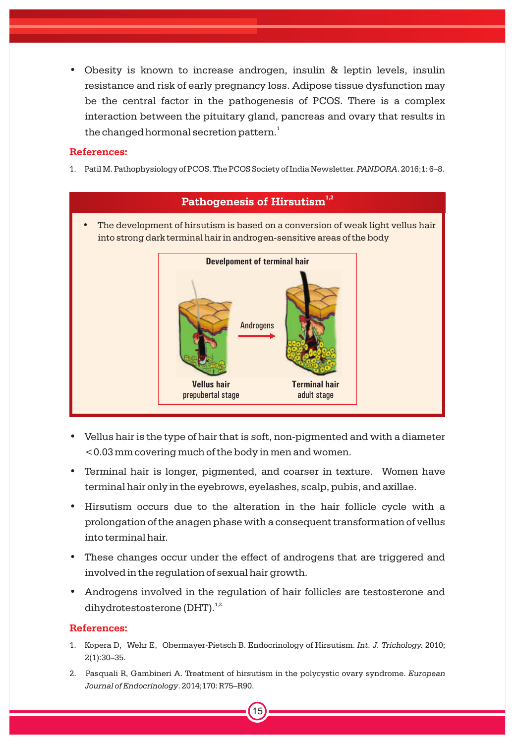- Obesity is known to increase androgen, insulin & leptin levels, insulin resistance and risk of early pregnancy loss. Adipose tissue dysfunction may be the central factor in the pathogenesis of PCOS. There is a complex interaction between the pituitary gland, pancreas and ovary that results in the changed hormonal secretion pattern.[1]

**References:**

1. Patil M. Pathophysiology of PCOS. The PCOS Society of India Newsletter. *PANDORA*. 2016;1: 6–8.

## Pathogenesis of Hirsutism[1,2]

- The development of hirsutism is based on a conversion of weak light vellus hair into strong dark terminal hair in androgen-sensitive areas of the body

**Develpoment of terminal hair**

Androgens

**Vellus hair** prepubertal stage

**Terminal hair** adult stage

- Vellus hair is the type of hair that is soft, non-pigmented and with a diameter <0.03 mm covering much of the body in men and women.
- Terminal hair is longer, pigmented, and coarser in texture. Women have terminal hair only in the eyebrows, eyelashes, scalp, pubis, and axillae.
- Hirsutism occurs due to the alteration in the hair follicle cycle with a prolongation of the anagen phase with a consequent transformation of vellus into terminal hair.
- These changes occur under the effect of androgens that are triggered and involved in the regulation of sexual hair growth.
- Androgens involved in the regulation of hair follicles are testosterone and dihydrotestosterone (DHT).[1,2.]

**References:**

1. Kopera D, Wehr E, Obermayer-Pietsch B. Endocrinology of Hirsutism. *Int. J. Trichology.* 2010; 2(1):30–35.
2. Pasquali R, Gambineri A. Treatment of hirsutism in the polycystic ovary syndrome. *European Journal of Endocrinology*. 2014;170: R75–R90.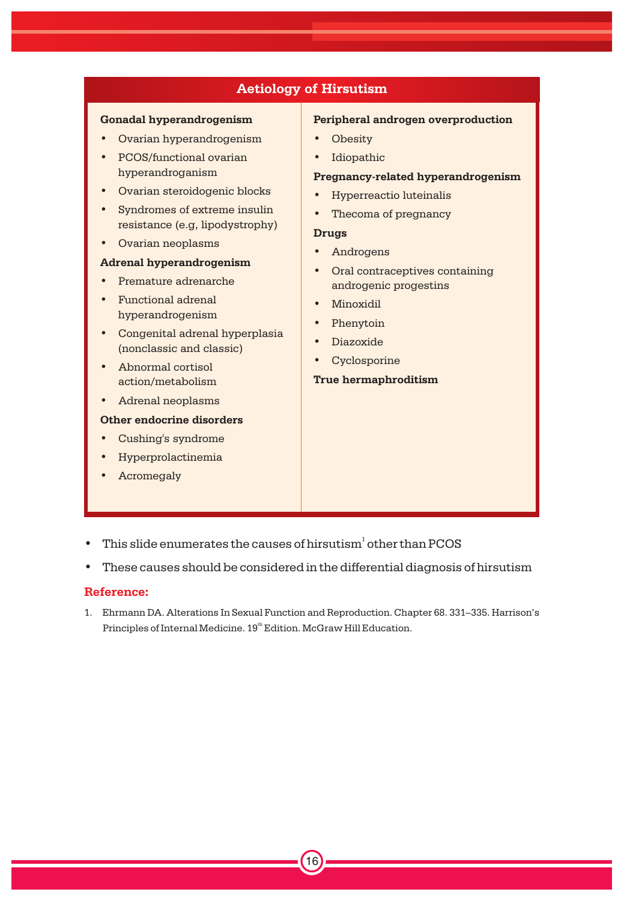## Aetiology of Hirsutism

**Gonadal hyperandrogenism**

- Ovarian hyperandrogenism
- PCOS/functional ovarian hyperandroganism
- Ovarian steroidogenic blocks
- Syndromes of extreme insulin resistance (e.g, lipodystrophy)
- Ovarian neoplasms

**Adrenal hyperandrogenism**

- Premature adrenarche
- Functional adrenal hyperandrogenism
- Congenital adrenal hyperplasia (nonclassic and classic)
- Abnormal cortisol action/metabolism
- Adrenal neoplasms

**Other endocrine disorders**

- Cushing's syndrome
- Hyperprolactinemia
- Acromegaly

**Peripheral androgen overproduction**

- Obesity
- Idiopathic

**Pregnancy-related hyperandrogenism**

- Hyperreactio luteinalis
- Thecoma of pregnancy

**Drugs**

- Androgens
- Oral contraceptives containing androgenic progestins
- Minoxidil
- Phenytoin
- Diazoxide
- Cyclosporine

**True hermaphroditism**

- This slide enumerates the causes of hirsutism[1] other than PCOS
- These causes should be considered in the differential diagnosis of hirsutism

**Reference:**

1. Ehrmann DA. Alterations In Sexual Function and Reproduction. Chapter 68. 331–335. Harrison's Principles of Internal Medicine. 19th Edition. McGraw Hill Education.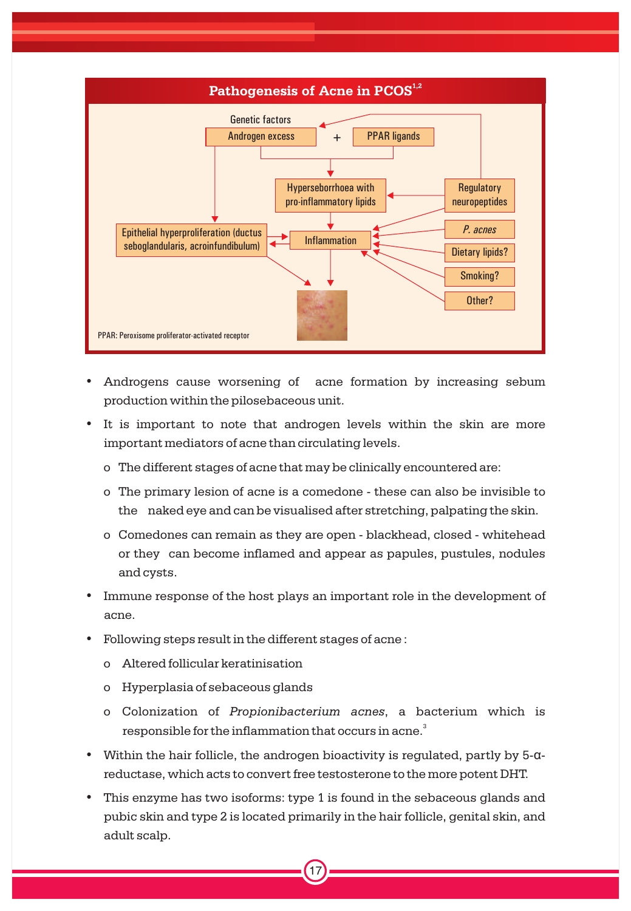## Pathogenesis of Acne in PCOS[1,2]

Genetic factors

Androgen excess + PPAR ligands

Hyperseborrhoea with pro-inflammatory lipids

Regulatory neuropeptides

Epithelial hyperproliferation (ductus seboglandularis, acroinfundibulum)

Inflammation

*P. acnes*

Dietary lipids?

Smoking?

Other?

PPAR: Peroxisome proliferator-activated receptor

- Androgens cause worsening of acne formation by increasing sebum production within the pilosebaceous unit.
- It is important to note that androgen levels within the skin are more important mediators of acne than circulating levels.
  - o The different stages of acne that may be clinically encountered are:
  - o The primary lesion of acne is a comedone - these can also be invisible to the naked eye and can be visualised after stretching, palpating the skin.
  - o Comedones can remain as they are open - blackhead, closed - whitehead or they can become inflamed and appear as papules, pustules, nodules and cysts.
- Immune response of the host plays an important role in the development of acne.
- Following steps result in the different stages of acne :
  - o Altered follicular keratinisation
  - o Hyperplasia of sebaceous glands
  - o Colonization of *Propionibacterium acnes*, a bacterium which is responsible for the inflammation that occurs in acne.[3]
- Within the hair follicle, the androgen bioactivity is regulated, partly by 5-α-reductase, which acts to convert free testosterone to the more potent DHT.
- This enzyme has two isoforms: type 1 is found in the sebaceous glands and pubic skin and type 2 is located primarily in the hair follicle, genital skin, and adult scalp.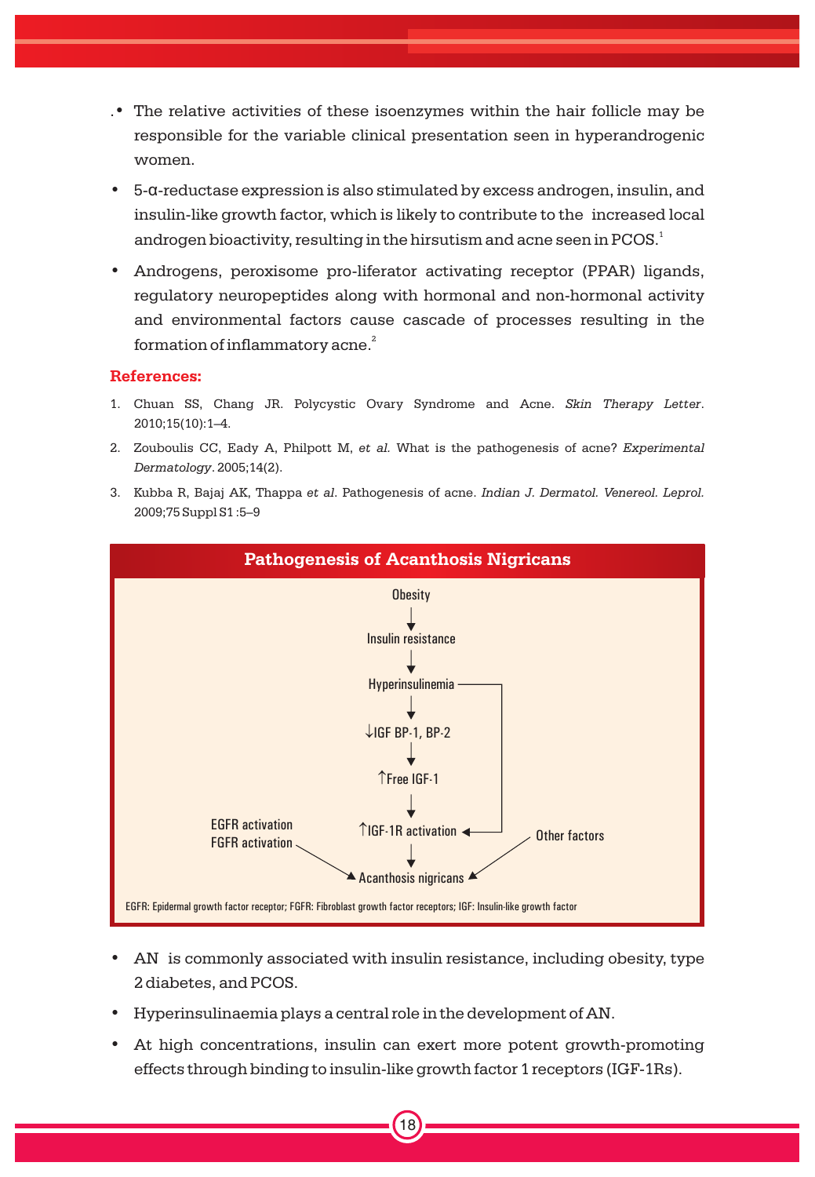- The relative activities of these isoenzymes within the hair follicle may be responsible for the variable clinical presentation seen in hyperandrogenic women.
- 5-α-reductase expression is also stimulated by excess androgen, insulin, and insulin-like growth factor, which is likely to contribute to the increased local androgen bioactivity, resulting in the hirsutism and acne seen in PCOS.[1]
- Androgens, peroxisome pro-liferator activating receptor (PPAR) ligands, regulatory neuropeptides along with hormonal and non-hormonal activity and environmental factors cause cascade of processes resulting in the formation of inflammatory acne.[2]

**References:**

1. Chuan SS, Chang JR. Polycystic Ovary Syndrome and Acne. *Skin Therapy Letter*. 2010;15(10):1–4.
2. Zouboulis CC, Eady A, Philpott M, *et al.* What is the pathogenesis of acne? *Experimental Dermatology*. 2005;14(2).
3. Kubba R, Bajaj AK, Thappa *et al*. Pathogenesis of acne. *Indian J. Dermatol. Venereol. Leprol.* 2009;75 Suppl S1 :5–9

## Pathogenesis of Acanthosis Nigricans

Obesity
↓
Insulin resistance
↓
Hyperinsulinemia
↓
↓IGF BP-1, BP-2
↓
↑Free IGF-1
↓
↑IGF-1R activation (also directly from Hyperinsulinemia)
↓
Acanthosis nigricans (also from EGFR activation, FGFR activation, and Other factors)

EGFR: Epidermal growth factor receptor; FGFR: Fibroblast growth factor receptors; IGF: Insulin-like growth factor

- AN is commonly associated with insulin resistance, including obesity, type 2 diabetes, and PCOS.
- Hyperinsulinaemia plays a central role in the development of AN.
- At high concentrations, insulin can exert more potent growth-promoting effects through binding to insulin-like growth factor 1 receptors (IGF-1Rs).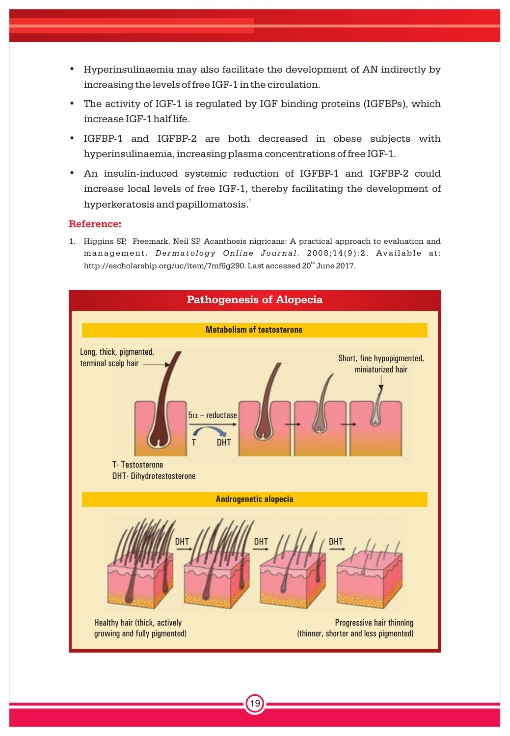- Hyperinsulinaemia may also facilitate the development of AN indirectly by increasing the levels of free IGF-1 in the circulation.
- The activity of IGF-1 is regulated by IGF binding proteins (IGFBPs), which increase IGF-1 half life.
- IGFBP-1 and IGFBP-2 are both decreased in obese subjects with hyperinsulinaemia, increasing plasma concentrations of free IGF-1.
- An insulin-induced systemic reduction of IGFBP-1 and IGFBP-2 could increase local levels of free IGF-1, thereby facilitating the development of hyperkeratosis and papillomatosis.[1]

**Reference:**

1. Higgins SP, Freemark, Neil SP. Acanthosis nigricans: A practical approach to evaluation and management. *Dermatology Online Journal*. 2008;14(9):2. Available at: http://escholarship.org/uc/item/7mf6g290. Last accessed 20th June 2017.

## Pathogenesis of Alopecia

### Metabolism of testosterone

Long, thick, pigmented, terminal scalp hair

$5\alpha$ – reductase

T → DHT

Short, fine hypopigmented, miniaturized hair

T- Testosterone
DHT- Dihydrotestosterone

### Androgenetic alopecia

DHT → DHT → DHT

Healthy hair (thick, actively growing and fully pigmented)

Progressive hair thinning (thinner, shorter and less pigmented)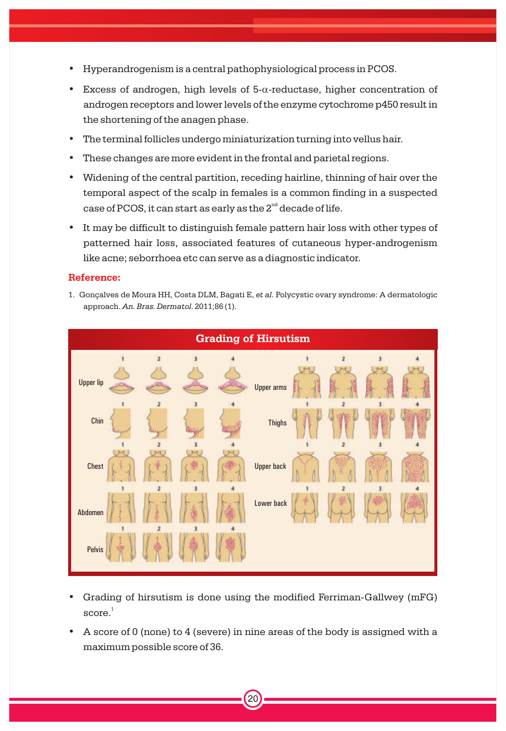- Hyperandrogenism is a central pathophysiological process in PCOS.
- Excess of androgen, high levels of 5-α-reductase, higher concentration of androgen receptors and lower levels of the enzyme cytochrome p450 result in the shortening of the anagen phase.
- The terminal follicles undergo miniaturization turning into vellus hair.
- These changes are more evident in the frontal and parietal regions.
- Widening of the central partition, receding hairline, thinning of hair over the temporal aspect of the scalp in females is a common finding in a suspected case of PCOS, it can start as early as the 2nd decade of life.
- It may be difficult to distinguish female pattern hair loss with other types of patterned hair loss, associated features of cutaneous hyper-androgenism like acne; seborrhoea etc can serve as a diagnostic indicator.

**Reference:**

1. Gonçalves de Moura HH, Costa DLM, Bagati E, *et al.* Polycystic ovary syndrome: A dermatologic approach. *An. Bras. Dermatol.* 2011;86 (1).

## Grading of Hirsutism

Upper lip 1 2 3 4; Chin 1 2 3 4; Chest 1 2 3 4; Abdomen 1 2 3 4; Pelvis 1 2 3 4; Upper arms 1 2 3 4; Thighs 1 2 3 4; Upper back 1 2 3 4; Lower back 1 2 3 4

- Grading of hirsutism is done using the modified Ferriman-Gallwey (mFG) score.[1]
- A score of 0 (none) to 4 (severe) in nine areas of the body is assigned with a maximum possible score of 36.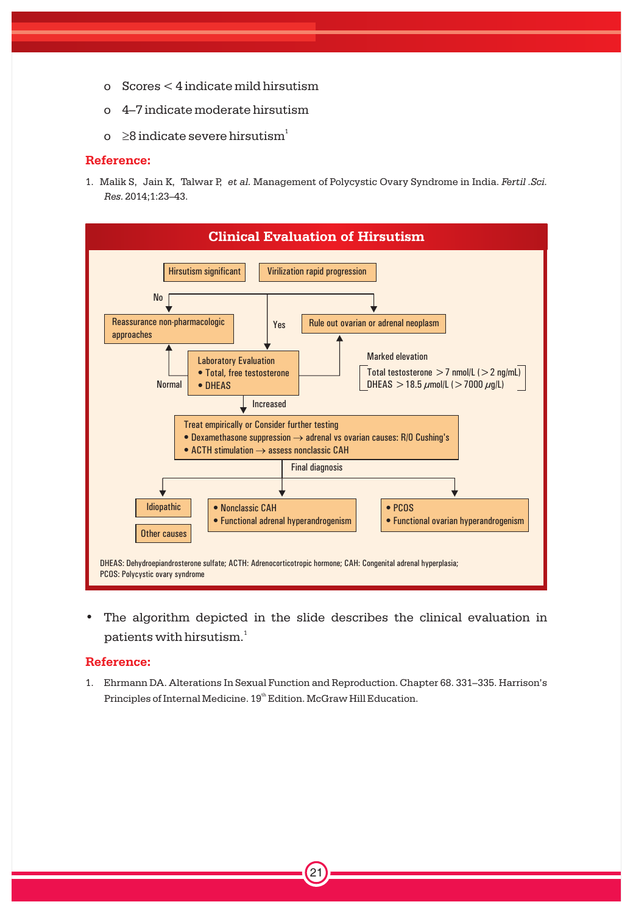- o Scores < 4 indicate mild hirsutism
- o 4–7 indicate moderate hirsutism
- o ≥8 indicate severe hirsutism[1]

**Reference:**

1. Malik S, Jain K, Talwar P, *et al.* Management of Polycystic Ovary Syndrome in India. *Fertil .Sci. Res.* 2014;1:23–43.

## Clinical Evaluation of Hirsutism

Hirsutism significant | Virilization rapid progression

- No → Reassurance non-pharmacologic approaches
- Yes → Laboratory Evaluation
  - Total, free testosterone
  - DHEAS
- → Rule out ovarian or adrenal neoplasm

Laboratory Evaluation:

- Normal → Reassurance non-pharmacologic approaches
- Marked elevation → Rule out ovarian or adrenal neoplasm
  - Total testosterone > 7 nmol/L (> 2 ng/mL)
  - DHEAS > 18.5 μmol/L (> 7000 μg/L)
- Increased → Treat empirically or Consider further testing
  - Dexamethasone suppression → adrenal vs ovarian causes: R/O Cushing's
  - ACTH stimulation → assess nonclassic CAH

Final diagnosis:

- Idiopathic
- Other causes
- Nonclassic CAH; Functional adrenal hyperandrogenism
- PCOS; Functional ovarian hyperandrogenism

DHEAS: Dehydroepiandrosterone sulfate; ACTH: Adrenocorticotropic hormone; CAH: Congenital adrenal hyperplasia; PCOS: Polycystic ovary syndrome

- The algorithm depicted in the slide describes the clinical evaluation in patients with hirsutism.[1]

**Reference:**

1. Ehrmann DA. Alterations In Sexual Function and Reproduction. Chapter 68. 331–335. Harrison's Principles of Internal Medicine. 19th Edition. McGraw Hill Education.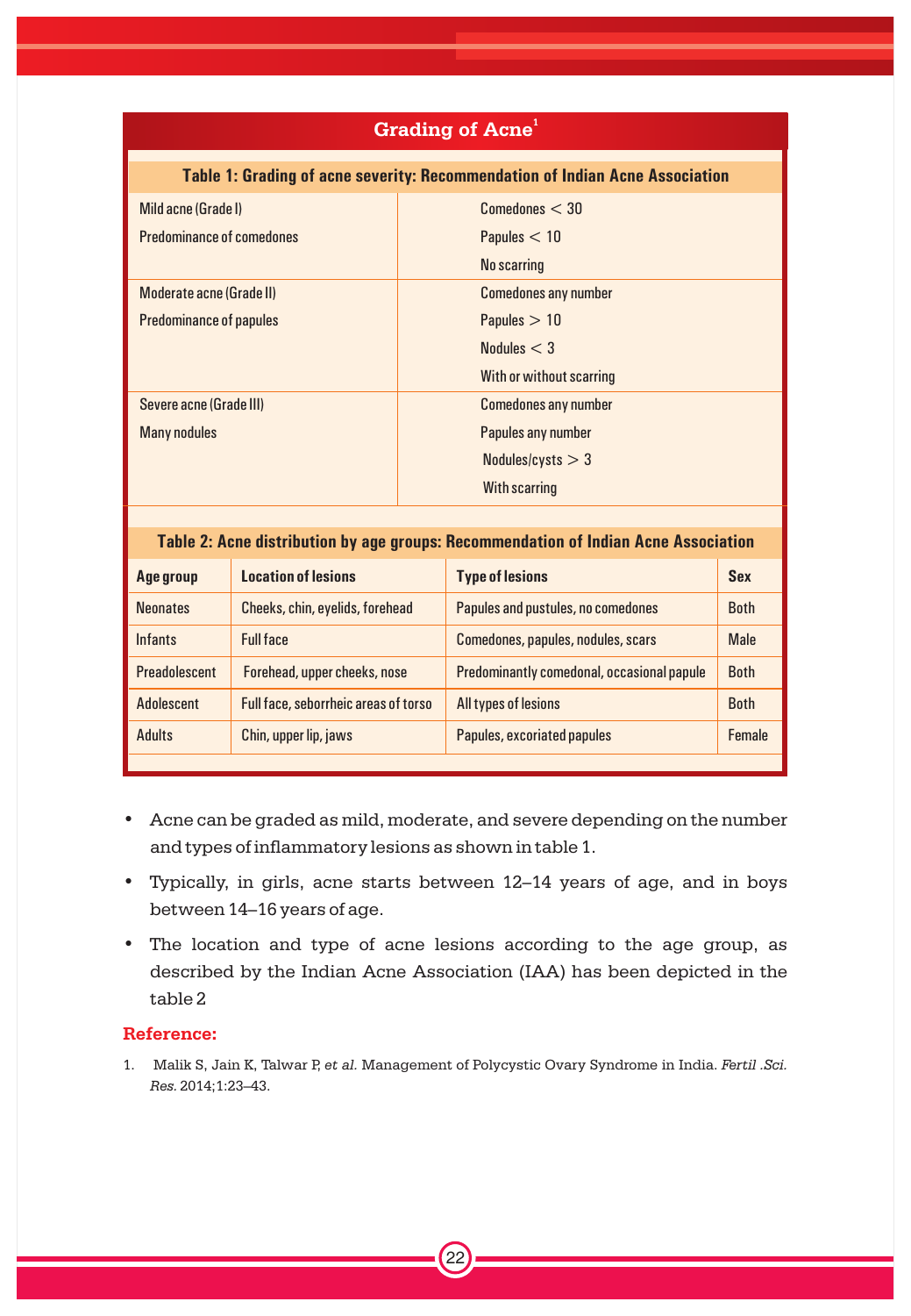## Grading of Acne[1]

**Table 1: Grading of acne severity: Recommendation of Indian Acne Association**

| | |
|---|---|
| Mild acne (Grade I)<br>Predominance of comedones | Comedones < 30<br>Papules < 10<br>No scarring |
| Moderate acne (Grade II)<br>Predominance of papules | Comedones any number<br>Papules > 10<br>Nodules < 3<br>With or without scarring |
| Severe acne (Grade III)<br>Many nodules | Comedones any number<br>Papules any number<br>Nodules/cysts > 3<br>With scarring |

**Table 2: Acne distribution by age groups: Recommendation of Indian Acne Association**

| Age group | Location of lesions | Type of lesions | Sex |
|---|---|---|---|
| Neonates | Cheeks, chin, eyelids, forehead | Papules and pustules, no comedones | Both |
| Infants | Full face | Comedones, papules, nodules, scars | Male |
| Preadolescent | Forehead, upper cheeks, nose | Predominantly comedonal, occasional papule | Both |
| Adolescent | Full face, seborrheic areas of torso | All types of lesions | Both |
| Adults | Chin, upper lip, jaws | Papules, excoriated papules | Female |

- Acne can be graded as mild, moderate, and severe depending on the number and types of inflammatory lesions as shown in table 1.
- Typically, in girls, acne starts between 12–14 years of age, and in boys between 14–16 years of age.
- The location and type of acne lesions according to the age group, as described by the Indian Acne Association (IAA) has been depicted in the table 2

**Reference:**

1. Malik S, Jain K, Talwar P, *et al.* Management of Polycystic Ovary Syndrome in India. *Fertil .Sci. Res.* 2014;1:23–43.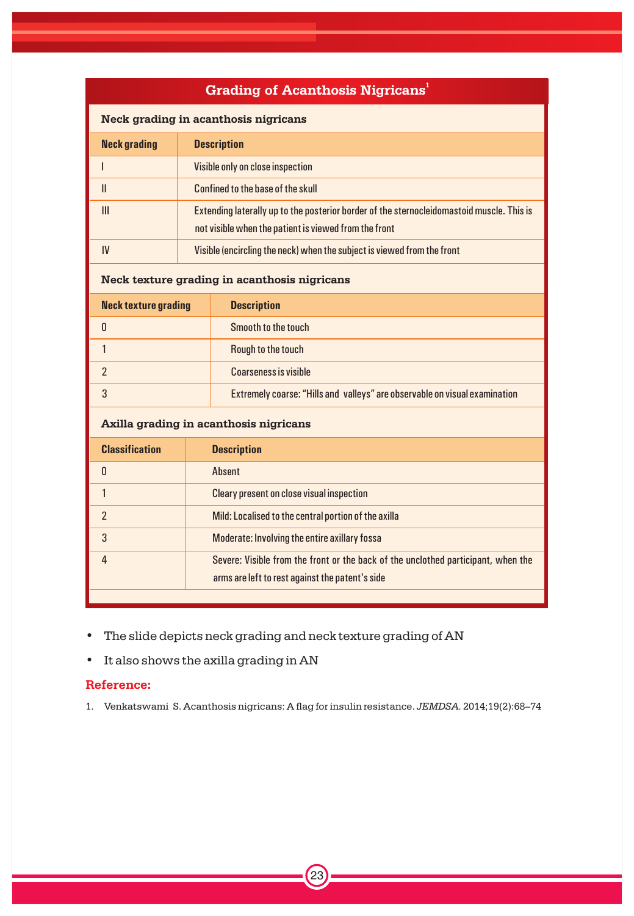## Grading of Acanthosis Nigricans[1]

### Neck grading in acanthosis nigricans

| Neck grading | Description |
|---|---|
| I | Visible only on close inspection |
| II | Confined to the base of the skull |
| III | Extending laterally up to the posterior border of the sternocleidomastoid muscle. This is not visible when the patient is viewed from the front |
| IV | Visible (encircling the neck) when the subject is viewed from the front |

### Neck texture grading in acanthosis nigricans

| Neck texture grading | Description |
|---|---|
| 0 | Smooth to the touch |
| 1 | Rough to the touch |
| 2 | Coarseness is visible |
| 3 | Extremely coarse: "Hills and valleys" are observable on visual examination |

### Axilla grading in acanthosis nigricans

| Classification | Description |
|---|---|
| 0 | Absent |
| 1 | Cleary present on close visual inspection |
| 2 | Mild: Localised to the central portion of the axilla |
| 3 | Moderate: Involving the entire axillary fossa |
| 4 | Severe: Visible from the front or the back of the unclothed participant, when the arms are left to rest against the patent's side |

- The slide depicts neck grading and neck texture grading of AN
- It also shows the axilla grading in AN

**Reference:**

1. Venkatswami S. Acanthosis nigricans: A flag for insulin resistance. *JEMDSA.* 2014;19(2):68–74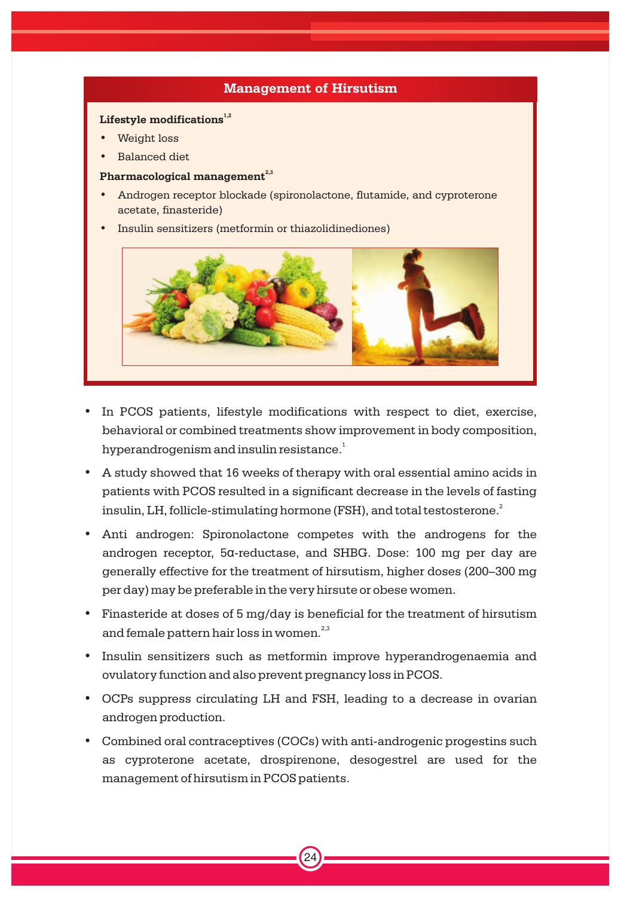## Management of Hirsutism

**Lifestyle modifications**[1,2]

- Weight loss
- Balanced diet

**Pharmacological management**[2,3]

- Androgen receptor blockade (spironolactone, flutamide, and cyproterone acetate, finasteride)
- Insulin sensitizers (metformin or thiazolidinediones)

- In PCOS patients, lifestyle modifications with respect to diet, exercise, behavioral or combined treatments show improvement in body composition, hyperandrogenism and insulin resistance.[1]
- A study showed that 16 weeks of therapy with oral essential amino acids in patients with PCOS resulted in a significant decrease in the levels of fasting insulin, LH, follicle-stimulating hormone (FSH), and total testosterone.[2]
- Anti androgen: Spironolactone competes with the androgens for the androgen receptor, 5α-reductase, and SHBG. Dose: 100 mg per day are generally effective for the treatment of hirsutism, higher doses (200–300 mg per day) may be preferable in the very hirsute or obese women.
- Finasteride at doses of 5 mg/day is beneficial for the treatment of hirsutism and female pattern hair loss in women.[2,3]
- Insulin sensitizers such as metformin improve hyperandrogenaemia and ovulatory function and also prevent pregnancy loss in PCOS.
- OCPs suppress circulating LH and FSH, leading to a decrease in ovarian androgen production.
- Combined oral contraceptives (COCs) with anti-androgenic progestins such as cyproterone acetate, drospirenone, desogestrel are used for the management of hirsutism in PCOS patients.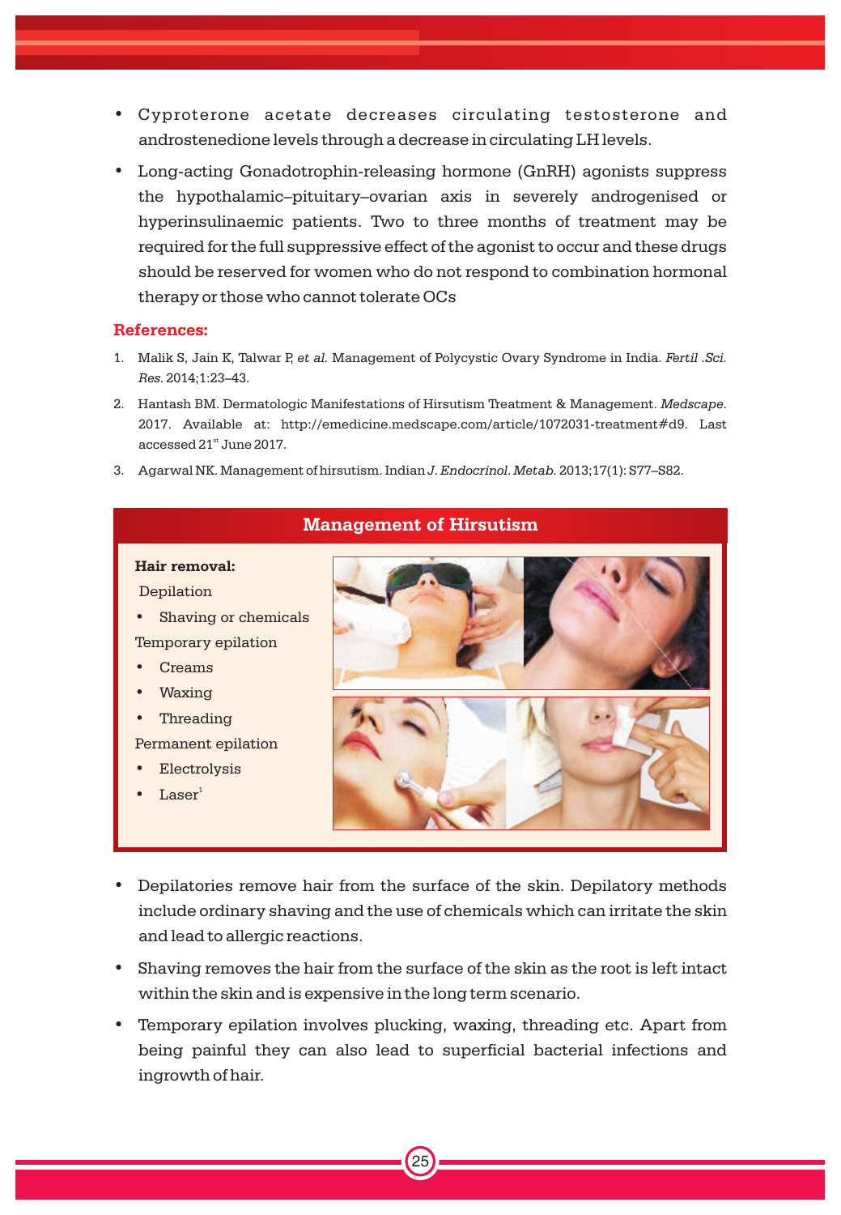- Cyproterone acetate decreases circulating testosterone and androstenedione levels through a decrease in circulating LH levels.
- Long-acting Gonadotrophin-releasing hormone (GnRH) agonists suppress the hypothalamic–pituitary–ovarian axis in severely androgenised or hyperinsulinaemic patients. Two to three months of treatment may be required for the full suppressive effect of the agonist to occur and these drugs should be reserved for women who do not respond to combination hormonal therapy or those who cannot tolerate OCs

**References:**

1. Malik S, Jain K, Talwar P, *et al.* Management of Polycystic Ovary Syndrome in India. *Fertil .Sci. Res.* 2014;1:23–43.
2. Hantash BM. Dermatologic Manifestations of Hirsutism Treatment & Management. *Medscape*. 2017. Available at: http://emedicine.medscape.com/article/1072031-treatment#d9. Last accessed 21st June 2017.
3. Agarwal NK. Management of hirsutism. Indian *J. Endocrinol. Metab.* 2013;17(1): S77–S82.

## Management of Hirsutism

**Hair removal:**

Depilation

- Shaving or chemicals

Temporary epilation

- Creams
- Waxing
- Threading

Permanent epilation

- Electrolysis
- Laser[1]

- Depilatories remove hair from the surface of the skin. Depilatory methods include ordinary shaving and the use of chemicals which can irritate the skin and lead to allergic reactions.
- Shaving removes the hair from the surface of the skin as the root is left intact within the skin and is expensive in the long term scenario.
- Temporary epilation involves plucking, waxing, threading etc. Apart from being painful they can also lead to superficial bacterial infections and ingrowth of hair.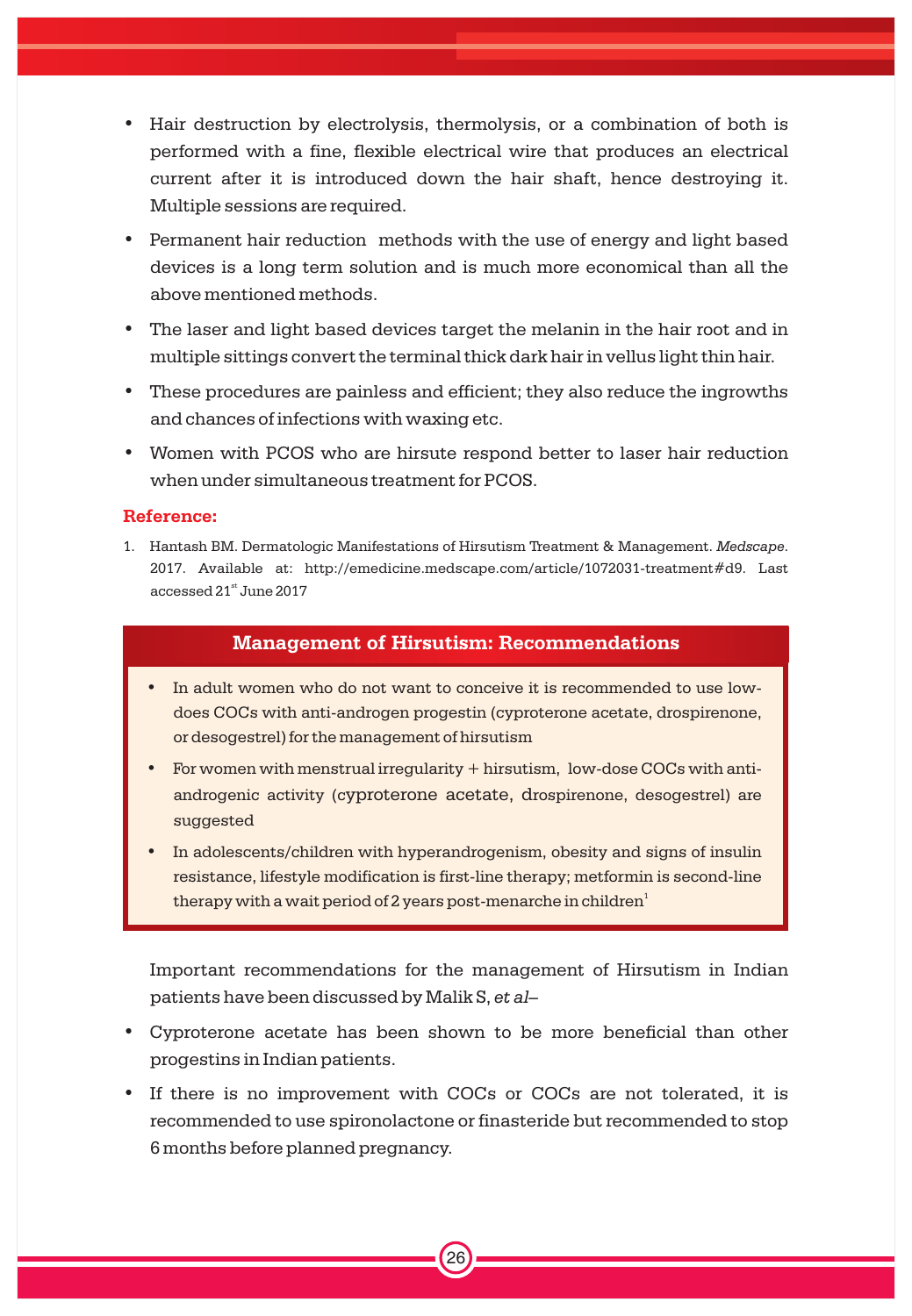- Hair destruction by electrolysis, thermolysis, or a combination of both is performed with a fine, flexible electrical wire that produces an electrical current after it is introduced down the hair shaft, hence destroying it. Multiple sessions are required.
- Permanent hair reduction  methods with the use of energy and light based devices is a long term solution and is much more economical than all the above mentioned methods.
- The laser and light based devices target the melanin in the hair root and in multiple sittings convert the terminal thick dark hair in vellus light thin hair.
- These procedures are painless and efficient; they also reduce the ingrowths and chances of infections with waxing etc.
- Women with PCOS who are hirsute respond better to laser hair reduction when under simultaneous treatment for PCOS.

**Reference:**

1. Hantash BM. Dermatologic Manifestations of Hirsutism Treatment & Management. *Medscape*. 2017. Available at: http://emedicine.medscape.com/article/1072031-treatment#d9. Last accessed 21st June 2017

**Management of Hirsutism: Recommendations**

- In adult women who do not want to conceive it is recommended to use low-does COCs with anti-androgen progestin (cyproterone acetate, drospirenone, or desogestrel) for the management of hirsutism
- For women with menstrual irregularity + hirsutism,  low-dose COCs with anti-androgenic activity (cyproterone acetate, drospirenone, desogestrel) are suggested
- In adolescents/children with hyperandrogenism, obesity and signs of insulin resistance, lifestyle modification is first-line therapy; metformin is second-line therapy with a wait period of 2 years post-menarche in children[1]

Important recommendations for the management of Hirsutism in Indian patients have been discussed by Malik S, *et al*–

- Cyproterone acetate has been shown to be more beneficial than other progestins in Indian patients.
- If there is no improvement with COCs or COCs are not tolerated, it is recommended to use spironolactone or finasteride but recommended to stop 6 months before planned pregnancy.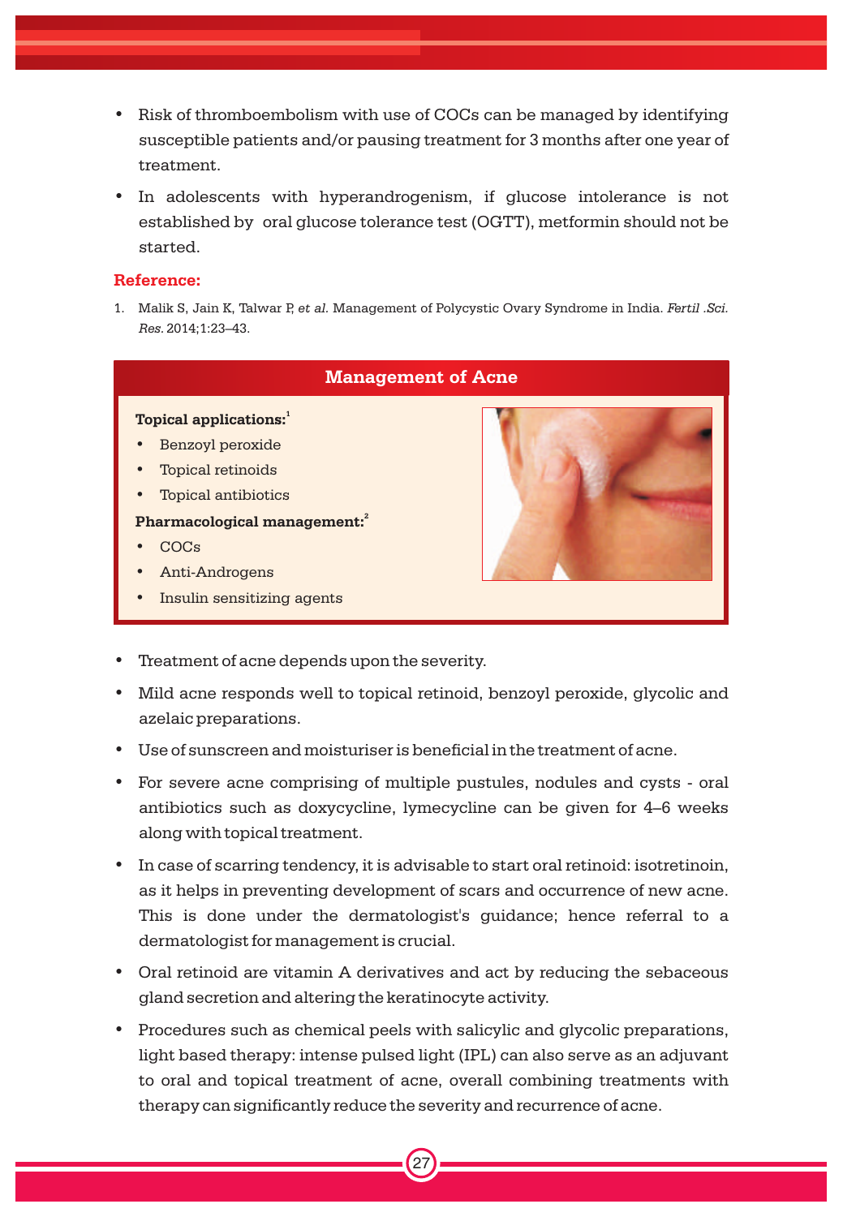- Risk of thromboembolism with use of COCs can be managed by identifying susceptible patients and/or pausing treatment for 3 months after one year of treatment.
- In adolescents with hyperandrogenism, if glucose intolerance is not established by oral glucose tolerance test (OGTT), metformin should not be started.

**Reference:**

1. Malik S, Jain K, Talwar P, *et al.* Management of Polycystic Ovary Syndrome in India. *Fertil .Sci. Res.* 2014;1:23–43.

## Management of Acne

**Topical applications:**[1]

- Benzoyl peroxide
- Topical retinoids
- Topical antibiotics

**Pharmacological management:**[2]

- COCs
- Anti-Androgens
- Insulin sensitizing agents

---

- Treatment of acne depends upon the severity.
- Mild acne responds well to topical retinoid, benzoyl peroxide, glycolic and azelaic preparations.
- Use of sunscreen and moisturiser is beneficial in the treatment of acne.
- For severe acne comprising of multiple pustules, nodules and cysts - oral antibiotics such as doxycycline, lymecycline can be given for 4–6 weeks along with topical treatment.
- In case of scarring tendency, it is advisable to start oral retinoid: isotretinoin, as it helps in preventing development of scars and occurrence of new acne. This is done under the dermatologist's guidance; hence referral to a dermatologist for management is crucial.
- Oral retinoid are vitamin A derivatives and act by reducing the sebaceous gland secretion and altering the keratinocyte activity.
- Procedures such as chemical peels with salicylic and glycolic preparations, light based therapy: intense pulsed light (IPL) can also serve as an adjuvant to oral and topical treatment of acne, overall combining treatments with therapy can significantly reduce the severity and recurrence of acne.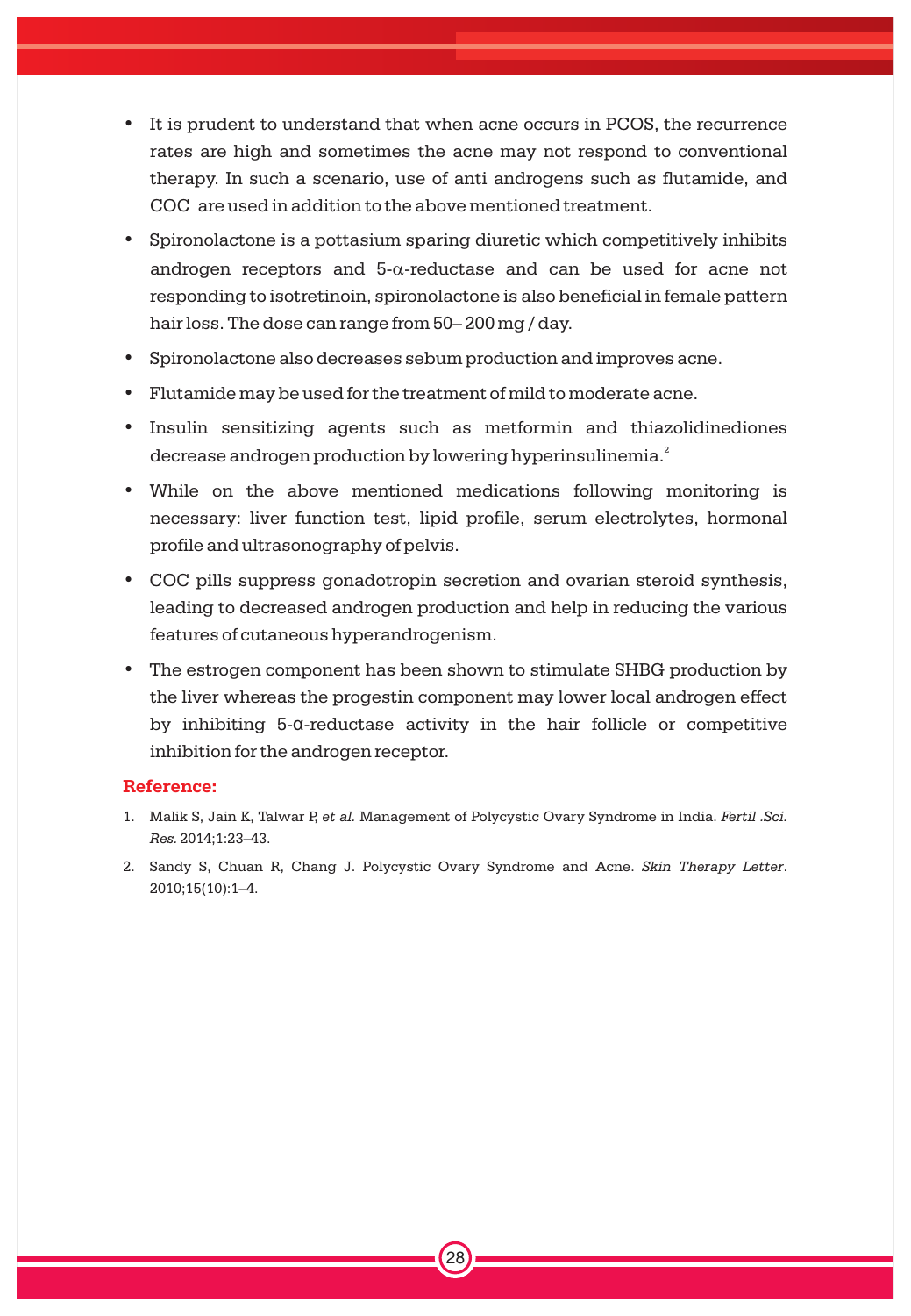- It is prudent to understand that when acne occurs in PCOS, the recurrence rates are high and sometimes the acne may not respond to conventional therapy. In such a scenario, use of anti androgens such as flutamide, and COC are used in addition to the above mentioned treatment.
- Spironolactone is a pottasium sparing diuretic which competitively inhibits androgen receptors and 5-α-reductase and can be used for acne not responding to isotretinoin, spironolactone is also beneficial in female pattern hair loss. The dose can range from 50– 200 mg / day.
- Spironolactone also decreases sebum production and improves acne.
- Flutamide may be used for the treatment of mild to moderate acne.
- Insulin sensitizing agents such as metformin and thiazolidinediones decrease androgen production by lowering hyperinsulinemia.[2]
- While on the above mentioned medications following monitoring is necessary: liver function test, lipid profile, serum electrolytes, hormonal profile and ultrasonography of pelvis.
- COC pills suppress gonadotropin secretion and ovarian steroid synthesis, leading to decreased androgen production and help in reducing the various features of cutaneous hyperandrogenism.
- The estrogen component has been shown to stimulate SHBG production by the liver whereas the progestin component may lower local androgen effect by inhibiting 5-α-reductase activity in the hair follicle or competitive inhibition for the androgen receptor.

**Reference:**

1. Malik S, Jain K, Talwar P, *et al.* Management of Polycystic Ovary Syndrome in India. *Fertil .Sci. Res.* 2014;1:23–43.
2. Sandy S, Chuan R, Chang J. Polycystic Ovary Syndrome and Acne. *Skin Therapy Letter*. 2010;15(10):1–4.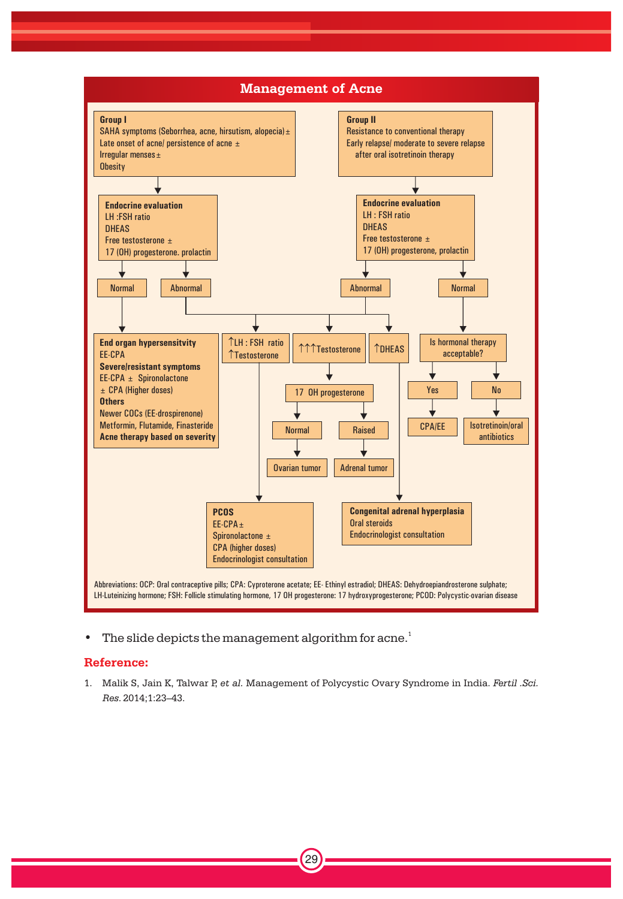## Management of Acne

**Group I**
SAHA symptoms (Seborrhea, acne, hirsutism, alopecia) ±
Late onset of acne/ persistence of acne ±
Irregular menses ±
Obesity

**Group II**
Resistance to conventional therapy
Early relapse/ moderate to severe relapse after oral isotretinoin therapy

**Endocrine evaluation**
LH :FSH ratio
DHEAS
Free testosterone ±
17 (OH) progesterone. prolactin

**Endocrine evaluation**
LH : FSH ratio
DHEAS
Free testosterone ±
17 (OH) progesterone, prolactin

Normal → **End organ hypersensitvity**
EE-CPA
**Severe/resistant symptoms**
EE-CPA ± Spironolactone
± CPA (Higher doses)
**Others**
Newer COCs (EE-drospirenone)
Metformin, Flutamide, Finasteride
**Acne therapy based on severity**

Abnormal → ↑LH : FSH ratio, ↑Testosterone → **PCOS**
EE-CPA ±
Spironolactone ±
CPA (higher doses)
Endocrinologist consultation

Abnormal → ↑↑↑Testosterone → 17 OH progesterone → Normal → Ovarian tumor; Raised → Adrenal tumor

Abnormal → ↑DHEAS → **Congenital adrenal hyperplasia**
Oral steroids
Endocrinologist consultation

Normal → Is hormonal therapy acceptable? → Yes → CPA/EE; No → Isotretinoin/oral antibiotics

Abbreviations: OCP: Oral contraceptive pills; CPA: Cyproterone acetate; EE- Ethinyl estradiol; DHEAS: Dehydroepiandrosterone sulphate; LH-Luteinizing hormone; FSH: Follicle stimulating hormone, 17 OH progesterone: 17 hydroxyprogesterone; PCOD: Polycystic-ovarian disease

- The slide depicts the management algorithm for acne.[1]

## Reference:

1. Malik S, Jain K, Talwar P, *et al*. Management of Polycystic Ovary Syndrome in India. *Fertil .Sci. Res*. 2014;1:23–43.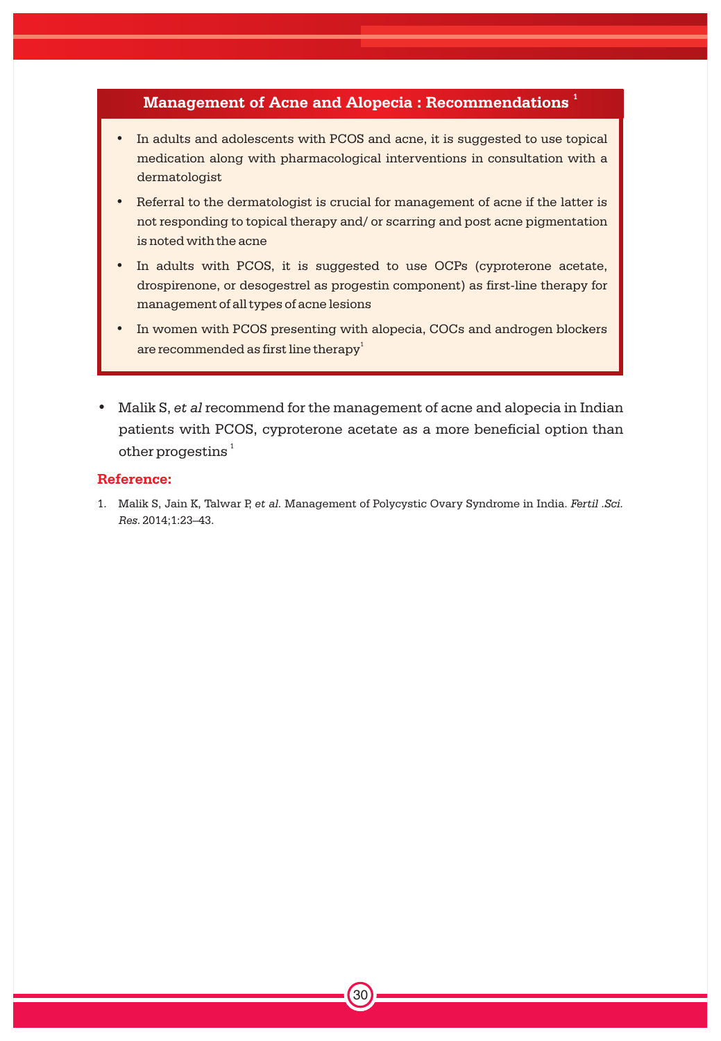## Management of Acne and Alopecia : Recommendations [1]

- In adults and adolescents with PCOS and acne, it is suggested to use topical medication along with pharmacological interventions in consultation with a dermatologist
- Referral to the dermatologist is crucial for management of acne if the latter is not responding to topical therapy and/ or scarring and post acne pigmentation is noted with the acne
- In adults with PCOS, it is suggested to use OCPs (cyproterone acetate, drospirenone, or desogestrel as progestin component) as first-line therapy for management of all types of acne lesions
- In women with PCOS presenting with alopecia, COCs and androgen blockers are recommended as first line therapy[1]

- Malik S, *et al* recommend for the management of acne and alopecia in Indian patients with PCOS, cyproterone acetate as a more beneficial option than other progestins [1]

**Reference:**

1. Malik S, Jain K, Talwar P, *et al*. Management of Polycystic Ovary Syndrome in India. *Fertil .Sci. Res*. 2014;1:23–43.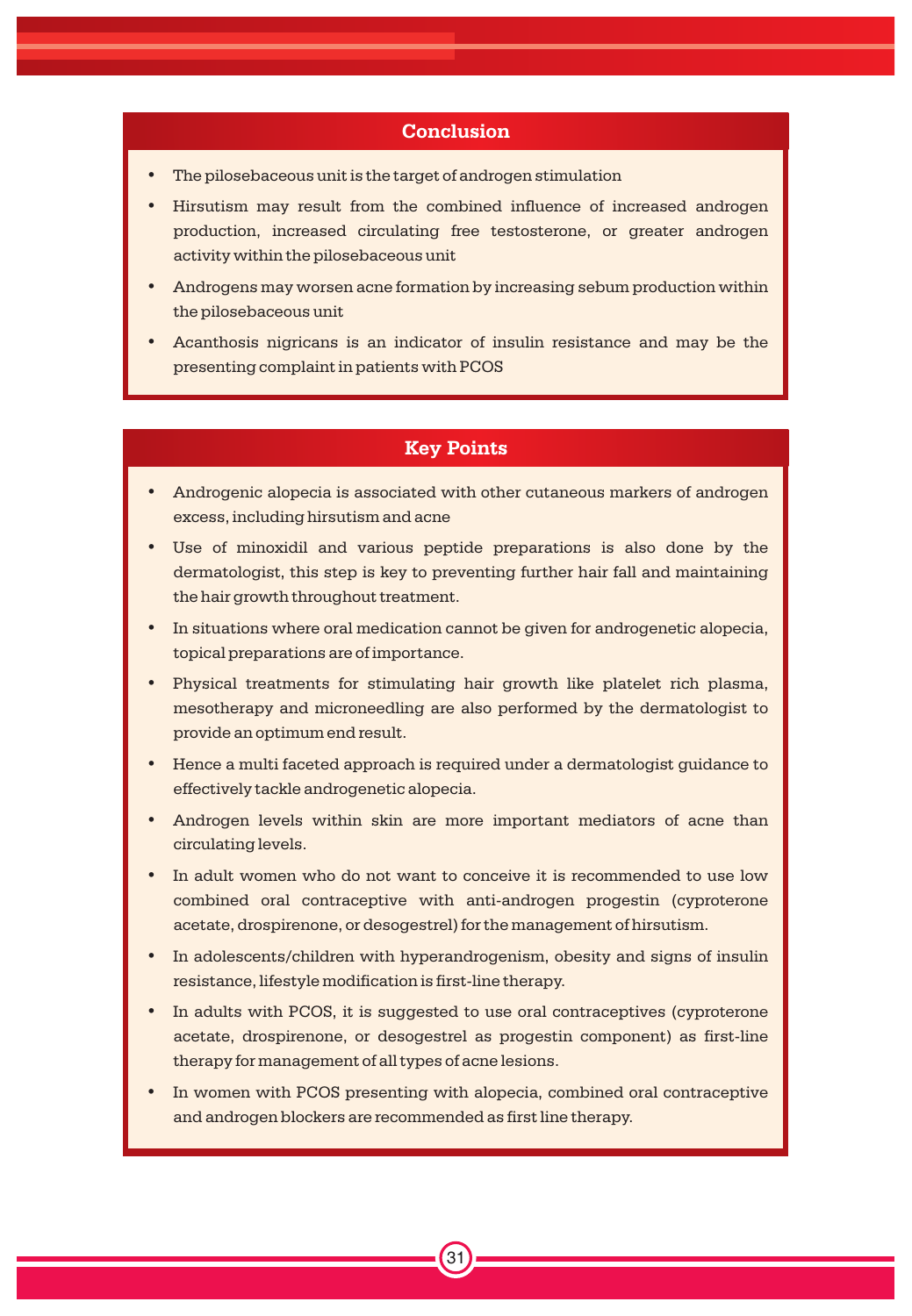## Conclusion

- The pilosebaceous unit is the target of androgen stimulation
- Hirsutism may result from the combined influence of increased androgen production, increased circulating free testosterone, or greater androgen activity within the pilosebaceous unit
- Androgens may worsen acne formation by increasing sebum production within the pilosebaceous unit
- Acanthosis nigricans is an indicator of insulin resistance and may be the presenting complaint in patients with PCOS

## Key Points

- Androgenic alopecia is associated with other cutaneous markers of androgen excess, including hirsutism and acne
- Use of minoxidil and various peptide preparations is also done by the dermatologist, this step is key to preventing further hair fall and maintaining the hair growth throughout treatment.
- In situations where oral medication cannot be given for androgenetic alopecia, topical preparations are of importance.
- Physical treatments for stimulating hair growth like platelet rich plasma, mesotherapy and microneedling are also performed by the dermatologist to provide an optimum end result.
- Hence a multi faceted approach is required under a dermatologist guidance to effectively tackle androgenetic alopecia.
- Androgen levels within skin are more important mediators of acne than circulating levels.
- In adult women who do not want to conceive it is recommended to use low combined oral contraceptive with anti-androgen progestin (cyproterone acetate, drospirenone, or desogestrel) for the management of hirsutism.
- In adolescents/children with hyperandrogenism, obesity and signs of insulin resistance, lifestyle modification is first-line therapy.
- In adults with PCOS, it is suggested to use oral contraceptives (cyproterone acetate, drospirenone, or desogestrel as progestin component) as first-line therapy for management of all types of acne lesions.
- In women with PCOS presenting with alopecia, combined oral contraceptive and androgen blockers are recommended as first line therapy.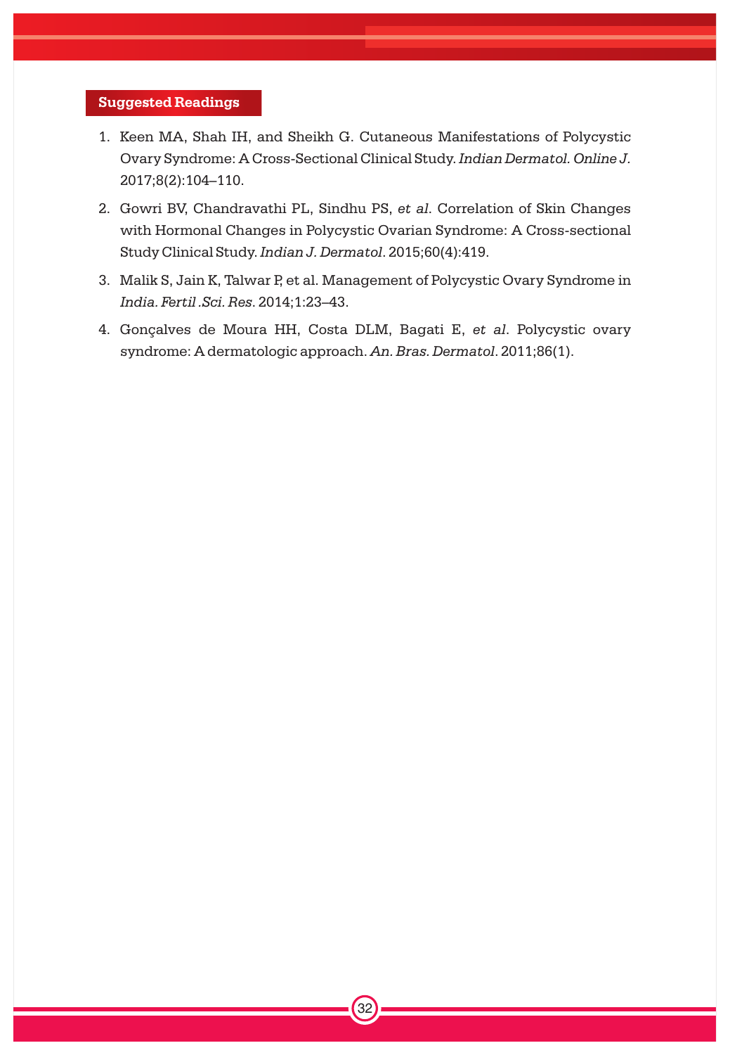## Suggested Readings

1. Keen MA, Shah IH, and Sheikh G. Cutaneous Manifestations of Polycystic Ovary Syndrome: A Cross-Sectional Clinical Study. *Indian Dermatol. Online J.* 2017;8(2):104–110.
2. Gowri BV, Chandravathi PL, Sindhu PS, *et al*. Correlation of Skin Changes with Hormonal Changes in Polycystic Ovarian Syndrome: A Cross-sectional Study Clinical Study. *Indian J. Dermatol*. 2015;60(4):419.
3. Malik S, Jain K, Talwar P, et al. Management of Polycystic Ovary Syndrome in *India. Fertil .Sci. Res*. 2014;1:23–43.
4. Gonçalves de Moura HH, Costa DLM, Bagati E, *et al*. Polycystic ovary syndrome: A dermatologic approach. *An. Bras. Dermatol*. 2011;86(1).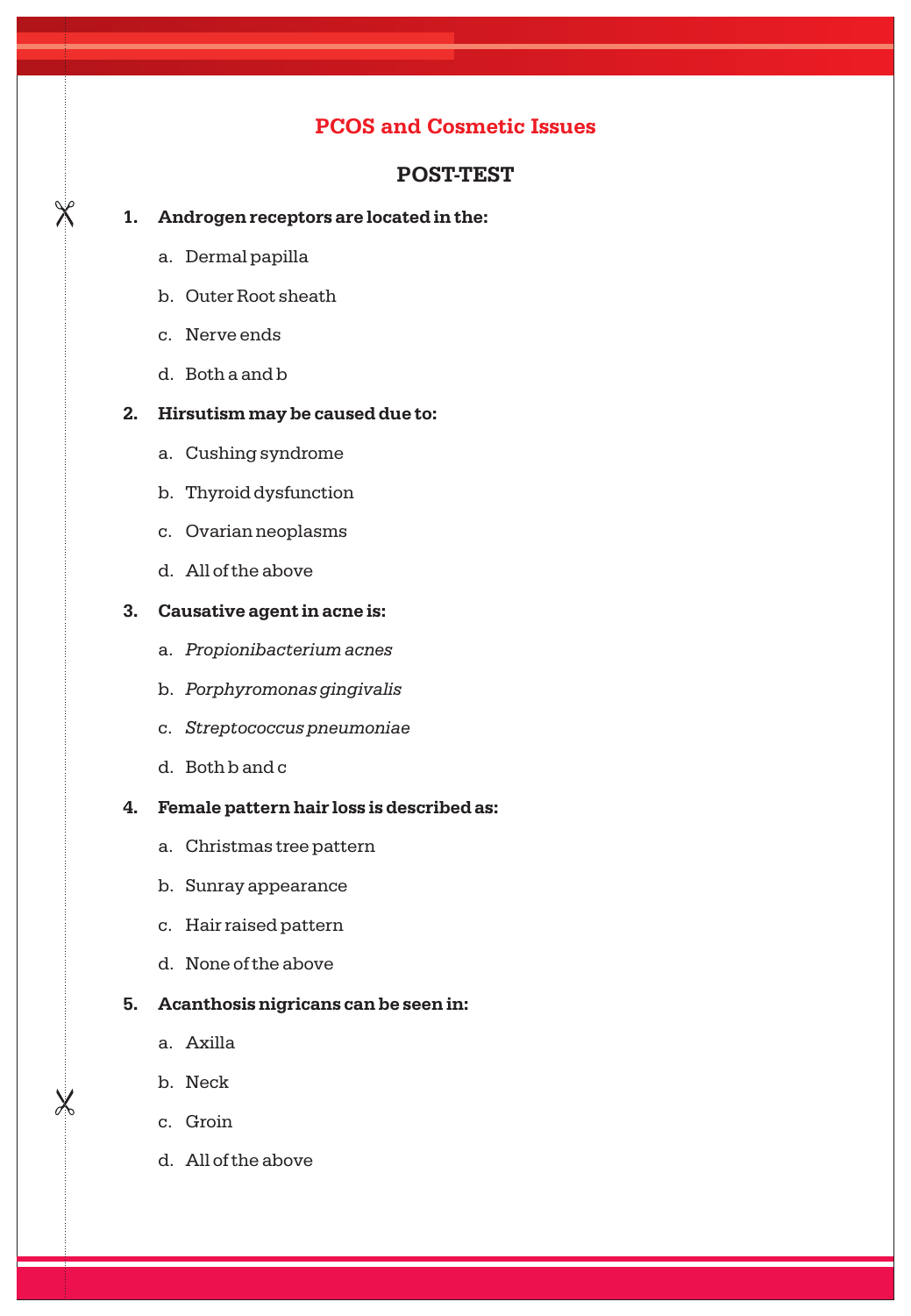## PCOS and Cosmetic Issues

### POST-TEST

1. **Androgen receptors are located in the:**
   a. Dermal papilla
   b. Outer Root sheath
   c. Nerve ends
   d. Both a and b

2. **Hirsutism may be caused due to:**
   a. Cushing syndrome
   b. Thyroid dysfunction
   c. Ovarian neoplasms
   d. All of the above

3. **Causative agent in acne is:**
   a. *Propionibacterium acnes*
   b. *Porphyromonas gingivalis*
   c. *Streptococcus pneumoniae*
   d. Both b and c

4. **Female pattern hair loss is described as:**
   a. Christmas tree pattern
   b. Sunray appearance
   c. Hair raised pattern
   d. None of the above

5. **Acanthosis nigricans can be seen in:**
   a. Axilla
   b. Neck
   c. Groin
   d. All of the above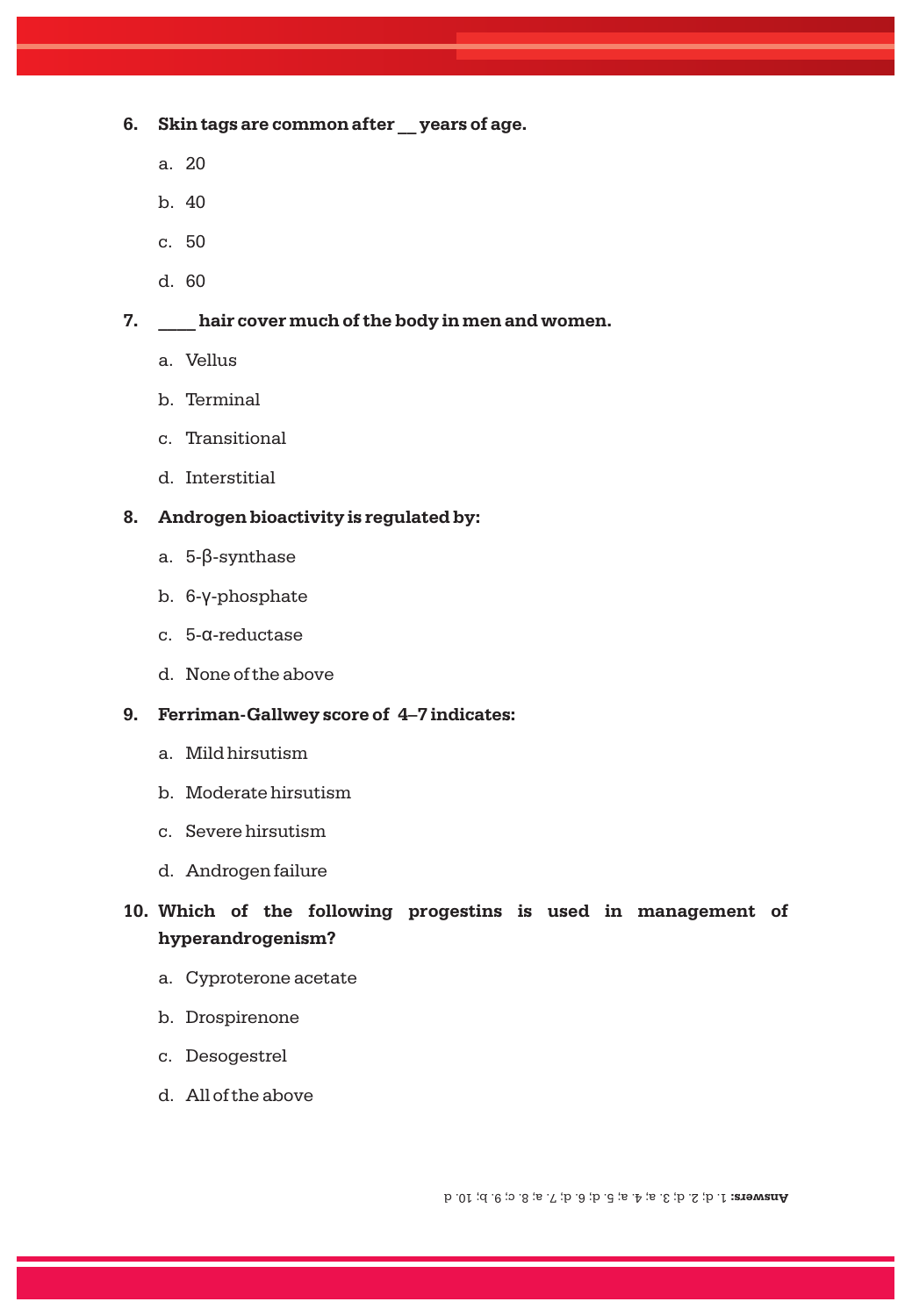**6. Skin tags are common after __ years of age.**

a. 20

b. 40

c. 50

d. 60

**7. ____ hair cover much of the body in men and women.**

a. Vellus

b. Terminal

c. Transitional

d. Interstitial

**8. Androgen bioactivity is regulated by:**

a. 5-β-synthase

b. 6-γ-phosphate

c. 5-α-reductase

d. None of the above

**9. Ferriman-Gallwey score of 4–7 indicates:**

a. Mild hirsutism

b. Moderate hirsutism

c. Severe hirsutism

d. Androgen failure

**10. Which of the following progestins is used in management of hyperandrogenism?**

a. Cyproterone acetate

b. Drospirenone

c. Desogestrel

d. All of the above

**Answers:** 1. d; 2. d; 3. a; 4. a; 5. d; 6. d; 7. a; 8. c; 9. b; 10. d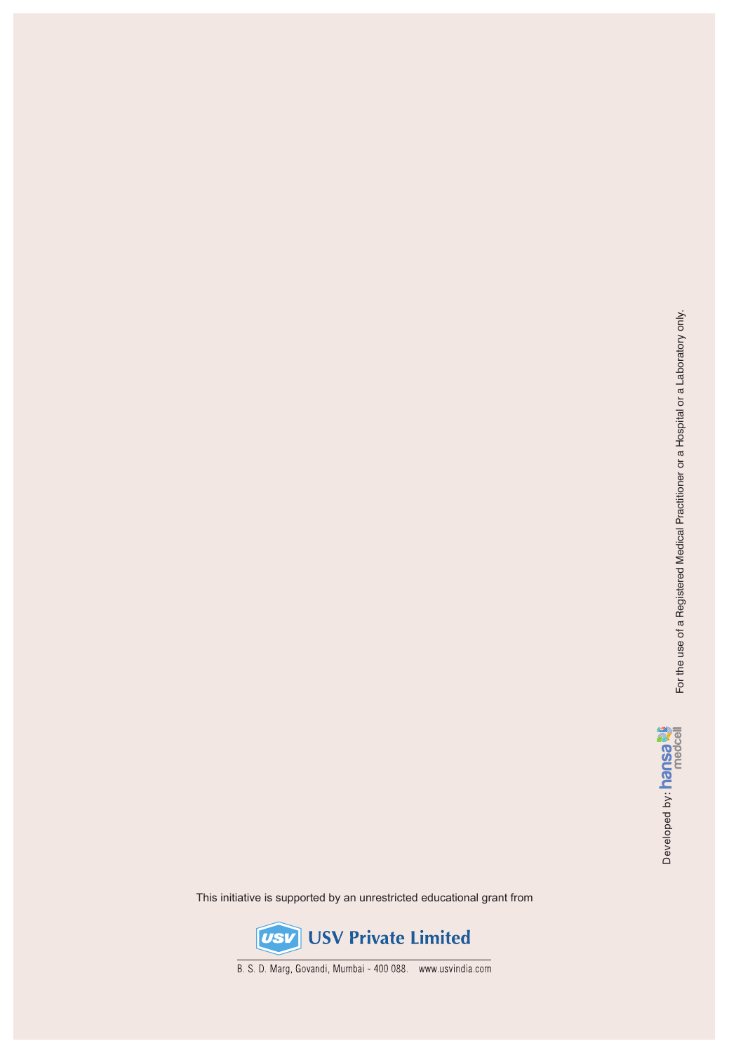For the use of a Registered Medical Practitioner or a Hospital or a Laboratory only.

Developed by: hansa medcell

This initiative is supported by an unrestricted educational grant from

USV Private Limited

B. S. D. Marg, Govandi, Mumbai - 400 088. www.usvindia.com